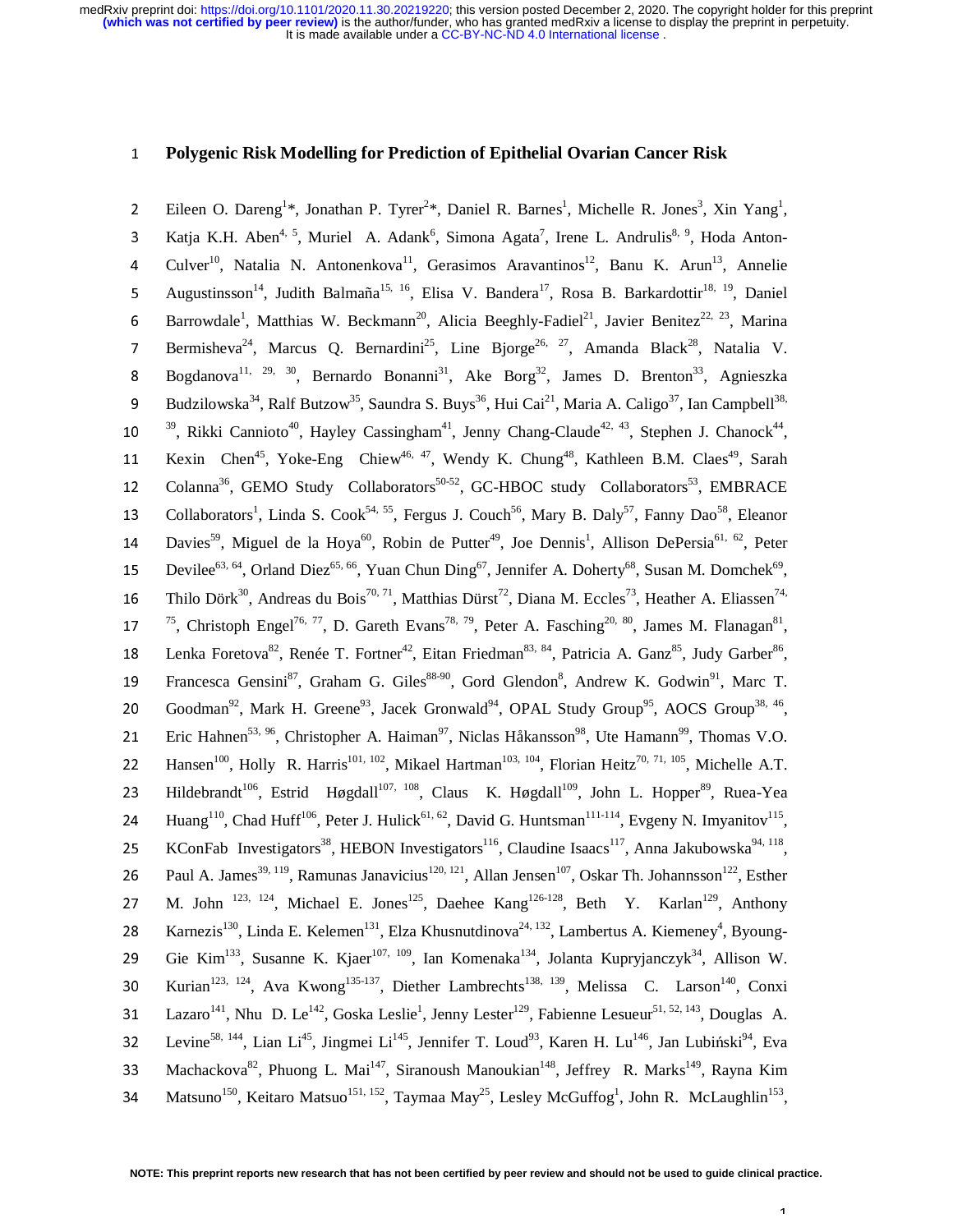# Polygenic Risk Modelling for Prediction of Epithelial Ovarian Cancer Risk

Eileen O. Dareng[1]*, Jonathan P. Tyrer[2]*, Daniel R. Barnes[1], Michelle R. Jones[3], Xin Yang[1], Katja K.H. Aben[4, 5], Muriel A. Adank[6], Simona Agata[7], Irene L. Andrulis[8, 9], Hoda Anton-Culver[10], Natalia N. Antonenkova[11], Gerasimos Aravantinos[12], Banu K. Arun[13], Annelie Augustinsson[14], Judith Balmaña[15, 16], Elisa V. Bandera[17], Rosa B. Barkardottir[18, 19], Daniel Barrowdale[1], Matthias W. Beckmann[20], Alicia Beeghly-Fadiel[21], Javier Benitez[22, 23], Marina Bermisheva[24], Marcus Q. Bernardini[25], Line Bjorge[26, 27], Amanda Black[28], Natalia V. Bogdanova[11, 29, 30], Bernardo Bonanni[31], Ake Borg[32], James D. Brenton[33], Agnieszka Budzilowska[34], Ralf Butzow[35], Saundra S. Buys[36], Hui Cai[21], Maria A. Caligo[37], Ian Campbell[38, 39], Rikki Cannioto[40], Hayley Cassingham[41], Jenny Chang-Claude[42, 43], Stephen J. Chanock[44], Kexin Chen[45], Yoke-Eng Chiew[46, 47], Wendy K. Chung[48], Kathleen B.M. Claes[49], Sarah Colanna[36], GEMO Study Collaborators[50-52], GC-HBOC study Collaborators[53], EMBRACE Collaborators[1], Linda S. Cook[54, 55], Fergus J. Couch[56], Mary B. Daly[57], Fanny Dao[58], Eleanor Davies[59], Miguel de la Hoya[60], Robin de Putter[49], Joe Dennis[1], Allison DePersia[61, 62], Peter Devilee[63, 64], Orland Diez[65, 66], Yuan Chun Ding[67], Jennifer A. Doherty[68], Susan M. Domchek[69], Thilo Dörk[30], Andreas du Bois[70, 71], Matthias Dürst[72], Diana M. Eccles[73], Heather A. Eliassen[74, 75], Christoph Engel[76, 77], D. Gareth Evans[78, 79], Peter A. Fasching[20, 80], James M. Flanagan[81], Lenka Foretova[82], Renée T. Fortner[42], Eitan Friedman[83, 84], Patricia A. Ganz[85], Judy Garber[86], Francesca Gensini[87], Graham G. Giles[88-90], Gord Glendon[8], Andrew K. Godwin[91], Marc T. Goodman[92], Mark H. Greene[93], Jacek Gronwald[94], OPAL Study Group[95], AOCS Group[38, 46], Eric Hahnen[53, 96], Christopher A. Haiman[97], Niclas Håkansson[98], Ute Hamann[99], Thomas V.O. Hansen[100], Holly R. Harris[101, 102], Mikael Hartman[103, 104], Florian Heitz[70, 71, 105], Michelle A.T. Hildebrandt[106], Estrid Høgdall[107, 108], Claus K. Høgdall[109], John L. Hopper[89], Ruea-Yea Huang[110], Chad Huff[106], Peter J. Hulick[61, 62], David G. Huntsman[111-114], Evgeny N. Imyanitov[115], KConFab Investigators[38], HEBON Investigators[116], Claudine Isaacs[117], Anna Jakubowska[94, 118], Paul A. James[39, 119], Ramunas Janavicius[120, 121], Allan Jensen[107], Oskar Th. Johannsson[122], Esther M. John[123, 124], Michael E. Jones[125], Daehee Kang[126-128], Beth Y. Karlan[129], Anthony Karnezis[130], Linda E. Kelemen[131], Elza Khusnutdinova[24, 132], Lambertus A. Kiemeney[4], Byoung-Gie Kim[133], Susanne K. Kjaer[107, 109], Ian Komenaka[134], Jolanta Kupryjanczyk[34], Allison W. Kurian[123, 124], Ava Kwong[135-137], Diether Lambrechts[138, 139], Melissa C. Larson[140], Conxi Lazaro[141], Nhu D. Le[142], Goska Leslie[1], Jenny Lester[129], Fabienne Lesueur[51, 52, 143], Douglas A. Levine[58, 144], Lian Li[45], Jingmei Li[145], Jennifer T. Loud[93], Karen H. Lu[146], Jan Lubiński[94], Eva Machackova[82], Phuong L. Mai[147], Siranoush Manoukian[148], Jeffrey R. Marks[149], Rayna Kim Matsuno[150], Keitaro Matsuo[151, 152], Taymaa May[25], Lesley McGuffog[1], John R. McLaughlin[153],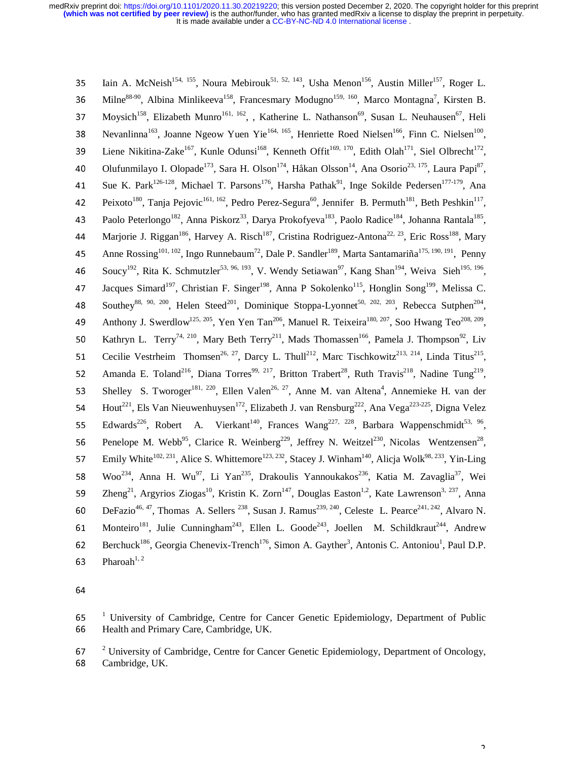Iain A. McNeish[154, 155], Noura Mebirouk[51, 52, 143], Usha Menon[156], Austin Miller[157], Roger L. Milne[88-90], Albina Minlikeeva[158], Francesmary Modugno[159, 160], Marco Montagna[7], Kirsten B. Moysich[158], Elizabeth Munro[161, 162], , Katherine L. Nathanson[69], Susan L. Neuhausen[67], Heli Nevanlinna[163], Joanne Ngeow Yuen Yie[164, 165], Henriette Roed Nielsen[166], Finn C. Nielsen[100], Liene Nikitina-Zake[167], Kunle Odunsi[168], Kenneth Offit[169, 170], Edith Olah[171], Siel Olbrecht[172], Olufunmilayo I. Olopade[173], Sara H. Olson[174], Håkan Olsson[14], Ana Osorio[23, 175], Laura Papi[87], Sue K. Park[126-128], Michael T. Parsons[176], Harsha Pathak[91], Inge Sokilde Pedersen[177-179], Ana Peixoto[180], Tanja Pejovic[161, 162], Pedro Perez-Segura[60], Jennifer B. Permuth[181], Beth Peshkin[117], Paolo Peterlongo[182], Anna Piskorz[33], Darya Prokofyeva[183], Paolo Radice[184], Johanna Rantala[185], Marjorie J. Riggan[186], Harvey A. Risch[187], Cristina Rodriguez-Antona[22, 23], Eric Ross[188], Mary Anne Rossing[101, 102], Ingo Runnebaum[72], Dale P. Sandler[189], Marta Santamariña[175, 190, 191], Penny Soucy[192], Rita K. Schmutzler[53, 96, 193], V. Wendy Setiawan[97], Kang Shan[194], Weiva Sieh[195, 196], Jacques Simard[197], Christian F. Singer[198], Anna P Sokolenko[115], Honglin Song[199], Melissa C. Southey[88, 90, 200], Helen Steed[201], Dominique Stoppa-Lyonnet[50, 202, 203], Rebecca Sutphen[204], Anthony J. Swerdlow[125, 205], Yen Yen Tan[206], Manuel R. Teixeira[180, 207], Soo Hwang Teo[208, 209], Kathryn L. Terry[74, 210], Mary Beth Terry[211], Mads Thomassen[166], Pamela J. Thompson[92], Liv Cecilie Vestrheim Thomsen[26, 27], Darcy L. Thull[212], Marc Tischkowitz[213, 214], Linda Titus[215], Amanda E. Toland[216], Diana Torres[99, 217], Britton Trabert[28], Ruth Travis[218], Nadine Tung[219], Shelley S. Tworoger[181, 220], Ellen Valen[26, 27], Anne M. van Altena[4], Annemieke H. van der Hout[221], Els Van Nieuwenhuysen[172], Elizabeth J. van Rensburg[222], Ana Vega[223-225], Digna Velez Edwards[226], Robert A. Vierkant[140], Frances Wang[227, 228], Barbara Wappenschmidt[53, 96], Penelope M. Webb[95], Clarice R. Weinberg[229], Jeffrey N. Weitzel[230], Nicolas Wentzensen[28], Emily White[102, 231], Alice S. Whittemore[123, 232], Stacey J. Winham[140], Alicja Wolk[98, 233], Yin-Ling Woo[234], Anna H. Wu[97], Li Yan[235], Drakoulis Yannoukakos[236], Katia M. Zavaglia[37], Wei Zheng[21], Argyrios Ziogas[10], Kristin K. Zorn[147], Douglas Easton[1,2], Kate Lawrenson[3, 237], Anna DeFazio[46, 47], Thomas A. Sellers [238], Susan J. Ramus[239, 240], Celeste L. Pearce[241, 242], Alvaro N. Monteiro[181], Julie Cunningham[243], Ellen L. Goode[243], Joellen M. Schildkraut[244], Andrew Berchuck[186], Georgia Chenevix-Trench[176], Simon A. Gayther[3], Antonis C. Antoniou[1], Paul D.P. Pharoah[1, 2]

[1] University of Cambridge, Centre for Cancer Genetic Epidemiology, Department of Public Health and Primary Care, Cambridge, UK.

[2] University of Cambridge, Centre for Cancer Genetic Epidemiology, Department of Oncology, Cambridge, UK.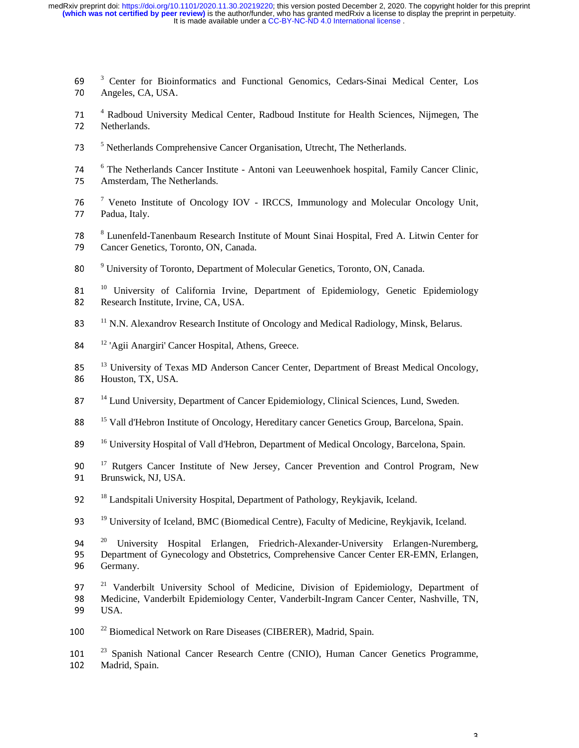[3] Center for Bioinformatics and Functional Genomics, Cedars-Sinai Medical Center, Los Angeles, CA, USA.

[4] Radboud University Medical Center, Radboud Institute for Health Sciences, Nijmegen, The Netherlands.

[5] Netherlands Comprehensive Cancer Organisation, Utrecht, The Netherlands.

[6] The Netherlands Cancer Institute - Antoni van Leeuwenhoek hospital, Family Cancer Clinic, Amsterdam, The Netherlands.

[7] Veneto Institute of Oncology IOV - IRCCS, Immunology and Molecular Oncology Unit, Padua, Italy.

[8] Lunenfeld-Tanenbaum Research Institute of Mount Sinai Hospital, Fred A. Litwin Center for Cancer Genetics, Toronto, ON, Canada.

[9] University of Toronto, Department of Molecular Genetics, Toronto, ON, Canada.

[10] University of California Irvine, Department of Epidemiology, Genetic Epidemiology Research Institute, Irvine, CA, USA.

[11] N.N. Alexandrov Research Institute of Oncology and Medical Radiology, Minsk, Belarus.

[12] 'Agii Anargiri' Cancer Hospital, Athens, Greece.

[13] University of Texas MD Anderson Cancer Center, Department of Breast Medical Oncology, Houston, TX, USA.

[14] Lund University, Department of Cancer Epidemiology, Clinical Sciences, Lund, Sweden.

[15] Vall d'Hebron Institute of Oncology, Hereditary cancer Genetics Group, Barcelona, Spain.

[16] University Hospital of Vall d'Hebron, Department of Medical Oncology, Barcelona, Spain.

[17] Rutgers Cancer Institute of New Jersey, Cancer Prevention and Control Program, New Brunswick, NJ, USA.

[18] Landspitali University Hospital, Department of Pathology, Reykjavik, Iceland.

[19] University of Iceland, BMC (Biomedical Centre), Faculty of Medicine, Reykjavik, Iceland.

[20] University Hospital Erlangen, Friedrich-Alexander-University Erlangen-Nuremberg, Department of Gynecology and Obstetrics, Comprehensive Cancer Center ER-EMN, Erlangen, Germany.

[21] Vanderbilt University School of Medicine, Division of Epidemiology, Department of Medicine, Vanderbilt Epidemiology Center, Vanderbilt-Ingram Cancer Center, Nashville, TN, USA.

[22] Biomedical Network on Rare Diseases (CIBERER), Madrid, Spain.

[23] Spanish National Cancer Research Centre (CNIO), Human Cancer Genetics Programme, Madrid, Spain.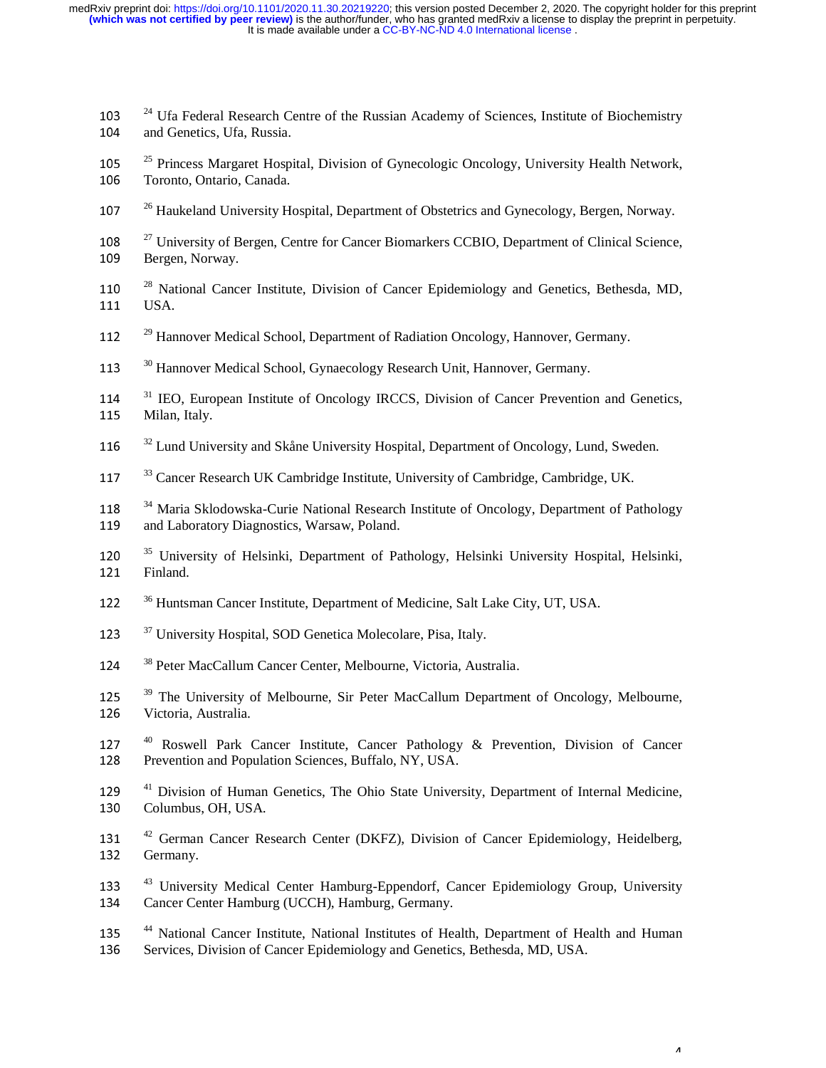[24] Ufa Federal Research Centre of the Russian Academy of Sciences, Institute of Biochemistry and Genetics, Ufa, Russia.

[25] Princess Margaret Hospital, Division of Gynecologic Oncology, University Health Network, Toronto, Ontario, Canada.

[26] Haukeland University Hospital, Department of Obstetrics and Gynecology, Bergen, Norway.

[27] University of Bergen, Centre for Cancer Biomarkers CCBIO, Department of Clinical Science, Bergen, Norway.

[28] National Cancer Institute, Division of Cancer Epidemiology and Genetics, Bethesda, MD, USA.

[29] Hannover Medical School, Department of Radiation Oncology, Hannover, Germany.

[30] Hannover Medical School, Gynaecology Research Unit, Hannover, Germany.

[31] IEO, European Institute of Oncology IRCCS, Division of Cancer Prevention and Genetics, Milan, Italy.

[32] Lund University and Skåne University Hospital, Department of Oncology, Lund, Sweden.

[33] Cancer Research UK Cambridge Institute, University of Cambridge, Cambridge, UK.

[34] Maria Sklodowska-Curie National Research Institute of Oncology, Department of Pathology and Laboratory Diagnostics, Warsaw, Poland.

[35] University of Helsinki, Department of Pathology, Helsinki University Hospital, Helsinki, Finland.

[36] Huntsman Cancer Institute, Department of Medicine, Salt Lake City, UT, USA.

[37] University Hospital, SOD Genetica Molecolare, Pisa, Italy.

[38] Peter MacCallum Cancer Center, Melbourne, Victoria, Australia.

[39] The University of Melbourne, Sir Peter MacCallum Department of Oncology, Melbourne, Victoria, Australia.

[40] Roswell Park Cancer Institute, Cancer Pathology & Prevention, Division of Cancer Prevention and Population Sciences, Buffalo, NY, USA.

[41] Division of Human Genetics, The Ohio State University, Department of Internal Medicine, Columbus, OH, USA.

[42] German Cancer Research Center (DKFZ), Division of Cancer Epidemiology, Heidelberg, Germany.

[43] University Medical Center Hamburg-Eppendorf, Cancer Epidemiology Group, University Cancer Center Hamburg (UCCH), Hamburg, Germany.

[44] National Cancer Institute, National Institutes of Health, Department of Health and Human Services, Division of Cancer Epidemiology and Genetics, Bethesda, MD, USA.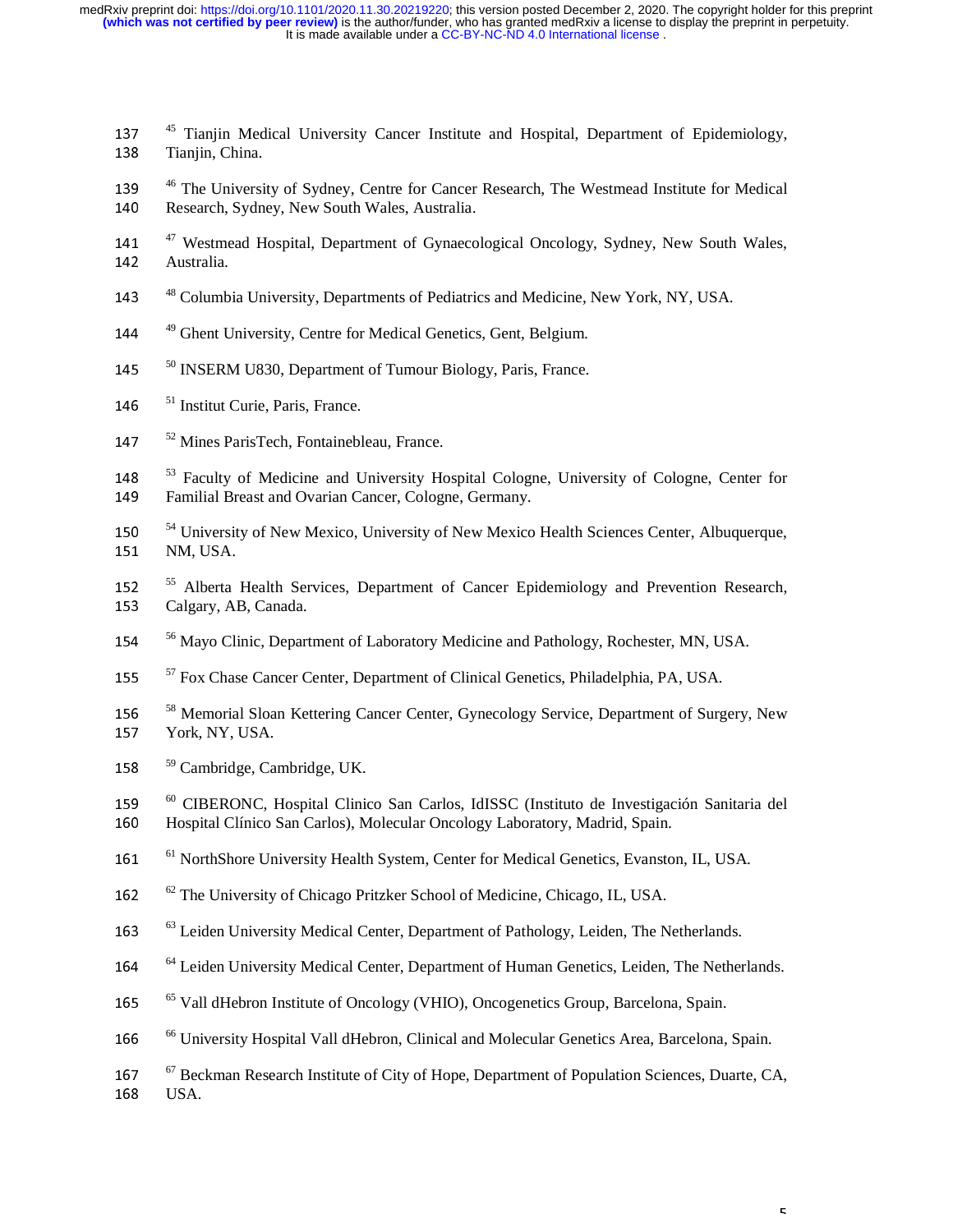[45] Tianjin Medical University Cancer Institute and Hospital, Department of Epidemiology, Tianjin, China.

[46] The University of Sydney, Centre for Cancer Research, The Westmead Institute for Medical Research, Sydney, New South Wales, Australia.

[47] Westmead Hospital, Department of Gynaecological Oncology, Sydney, New South Wales, Australia.

[48] Columbia University, Departments of Pediatrics and Medicine, New York, NY, USA.

[49] Ghent University, Centre for Medical Genetics, Gent, Belgium.

[50] INSERM U830, Department of Tumour Biology, Paris, France.

[51] Institut Curie, Paris, France.

[52] Mines ParisTech, Fontainebleau, France.

[53] Faculty of Medicine and University Hospital Cologne, University of Cologne, Center for Familial Breast and Ovarian Cancer, Cologne, Germany.

[54] University of New Mexico, University of New Mexico Health Sciences Center, Albuquerque, NM, USA.

[55] Alberta Health Services, Department of Cancer Epidemiology and Prevention Research, Calgary, AB, Canada.

[56] Mayo Clinic, Department of Laboratory Medicine and Pathology, Rochester, MN, USA.

[57] Fox Chase Cancer Center, Department of Clinical Genetics, Philadelphia, PA, USA.

[58] Memorial Sloan Kettering Cancer Center, Gynecology Service, Department of Surgery, New York, NY, USA.

[59] Cambridge, Cambridge, UK.

[60] CIBERONC, Hospital Clinico San Carlos, IdISSC (Instituto de Investigación Sanitaria del Hospital Clínico San Carlos), Molecular Oncology Laboratory, Madrid, Spain.

[61] NorthShore University Health System, Center for Medical Genetics, Evanston, IL, USA.

[62] The University of Chicago Pritzker School of Medicine, Chicago, IL, USA.

[63] Leiden University Medical Center, Department of Pathology, Leiden, The Netherlands.

[64] Leiden University Medical Center, Department of Human Genetics, Leiden, The Netherlands.

[65] Vall dHebron Institute of Oncology (VHIO), Oncogenetics Group, Barcelona, Spain.

[66] University Hospital Vall dHebron, Clinical and Molecular Genetics Area, Barcelona, Spain.

[67] Beckman Research Institute of City of Hope, Department of Population Sciences, Duarte, CA, USA.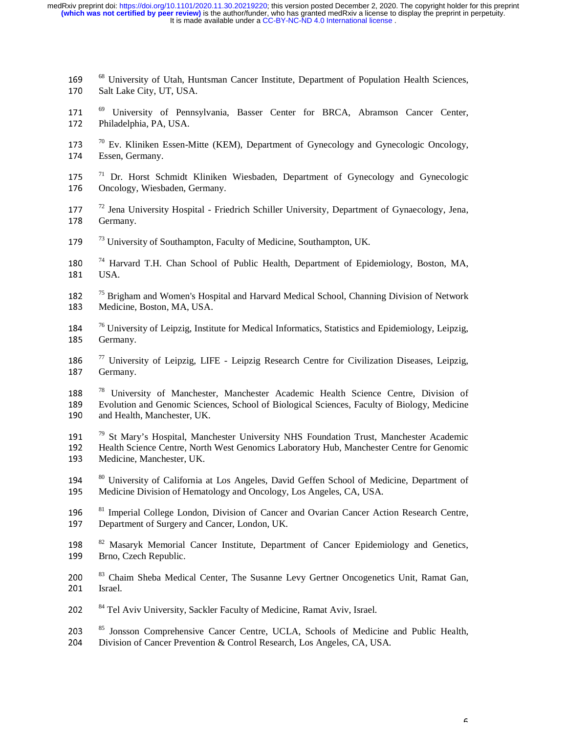[68] University of Utah, Huntsman Cancer Institute, Department of Population Health Sciences, Salt Lake City, UT, USA.

[69] University of Pennsylvania, Basser Center for BRCA, Abramson Cancer Center, Philadelphia, PA, USA.

[70] Ev. Kliniken Essen-Mitte (KEM), Department of Gynecology and Gynecologic Oncology, Essen, Germany.

[71] Dr. Horst Schmidt Kliniken Wiesbaden, Department of Gynecology and Gynecologic Oncology, Wiesbaden, Germany.

[72] Jena University Hospital - Friedrich Schiller University, Department of Gynaecology, Jena, Germany.

[73] University of Southampton, Faculty of Medicine, Southampton, UK.

[74] Harvard T.H. Chan School of Public Health, Department of Epidemiology, Boston, MA, USA.

[75] Brigham and Women's Hospital and Harvard Medical School, Channing Division of Network Medicine, Boston, MA, USA.

[76] University of Leipzig, Institute for Medical Informatics, Statistics and Epidemiology, Leipzig, Germany.

[77] University of Leipzig, LIFE - Leipzig Research Centre for Civilization Diseases, Leipzig, Germany.

[78] University of Manchester, Manchester Academic Health Science Centre, Division of Evolution and Genomic Sciences, School of Biological Sciences, Faculty of Biology, Medicine and Health, Manchester, UK.

[79] St Mary's Hospital, Manchester University NHS Foundation Trust, Manchester Academic Health Science Centre, North West Genomics Laboratory Hub, Manchester Centre for Genomic Medicine, Manchester, UK.

[80] University of California at Los Angeles, David Geffen School of Medicine, Department of Medicine Division of Hematology and Oncology, Los Angeles, CA, USA.

[81] Imperial College London, Division of Cancer and Ovarian Cancer Action Research Centre, Department of Surgery and Cancer, London, UK.

[82] Masaryk Memorial Cancer Institute, Department of Cancer Epidemiology and Genetics, Brno, Czech Republic.

[83] Chaim Sheba Medical Center, The Susanne Levy Gertner Oncogenetics Unit, Ramat Gan, Israel.

[84] Tel Aviv University, Sackler Faculty of Medicine, Ramat Aviv, Israel.

[85] Jonsson Comprehensive Cancer Centre, UCLA, Schools of Medicine and Public Health, Division of Cancer Prevention & Control Research, Los Angeles, CA, USA.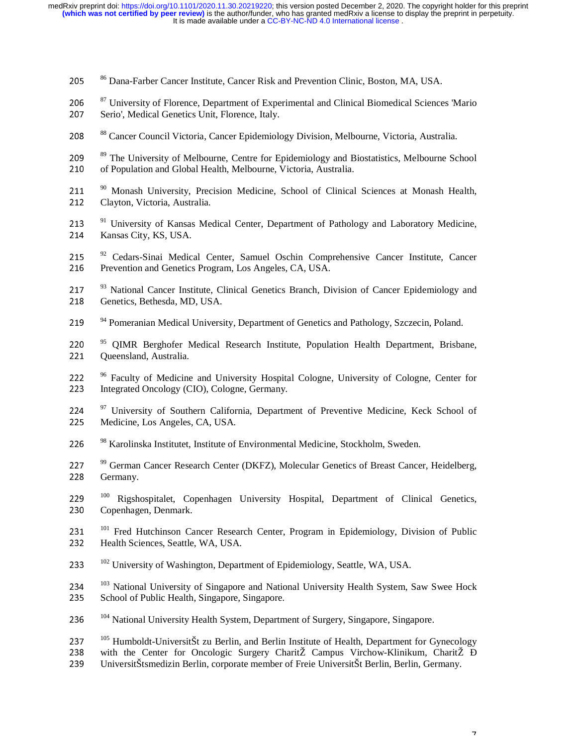[86] Dana-Farber Cancer Institute, Cancer Risk and Prevention Clinic, Boston, MA, USA.

[87] University of Florence, Department of Experimental and Clinical Biomedical Sciences 'Mario Serio', Medical Genetics Unit, Florence, Italy.

[88] Cancer Council Victoria, Cancer Epidemiology Division, Melbourne, Victoria, Australia.

[89] The University of Melbourne, Centre for Epidemiology and Biostatistics, Melbourne School of Population and Global Health, Melbourne, Victoria, Australia.

[90] Monash University, Precision Medicine, School of Clinical Sciences at Monash Health, Clayton, Victoria, Australia.

[91] University of Kansas Medical Center, Department of Pathology and Laboratory Medicine, Kansas City, KS, USA.

[92] Cedars-Sinai Medical Center, Samuel Oschin Comprehensive Cancer Institute, Cancer Prevention and Genetics Program, Los Angeles, CA, USA.

[93] National Cancer Institute, Clinical Genetics Branch, Division of Cancer Epidemiology and Genetics, Bethesda, MD, USA.

[94] Pomeranian Medical University, Department of Genetics and Pathology, Szczecin, Poland.

[95] QIMR Berghofer Medical Research Institute, Population Health Department, Brisbane, Queensland, Australia.

[96] Faculty of Medicine and University Hospital Cologne, University of Cologne, Center for Integrated Oncology (CIO), Cologne, Germany.

[97] University of Southern California, Department of Preventive Medicine, Keck School of Medicine, Los Angeles, CA, USA.

[98] Karolinska Institutet, Institute of Environmental Medicine, Stockholm, Sweden.

[99] German Cancer Research Center (DKFZ), Molecular Genetics of Breast Cancer, Heidelberg, Germany.

[100] Rigshospitalet, Copenhagen University Hospital, Department of Clinical Genetics, Copenhagen, Denmark.

[101] Fred Hutchinson Cancer Research Center, Program in Epidemiology, Division of Public Health Sciences, Seattle, WA, USA.

[102] University of Washington, Department of Epidemiology, Seattle, WA, USA.

[103] National University of Singapore and National University Health System, Saw Swee Hock School of Public Health, Singapore, Singapore.

[104] National University Health System, Department of Surgery, Singapore, Singapore.

[105] Humboldt-UniversitŠt zu Berlin, and Berlin Institute of Health, Department for Gynecology with the Center for Oncologic Surgery CharitŽ Campus Virchow-Klinikum, CharitŽ Ð UniversitŠtsmedizin Berlin, corporate member of Freie UniversitŠt Berlin, Berlin, Germany.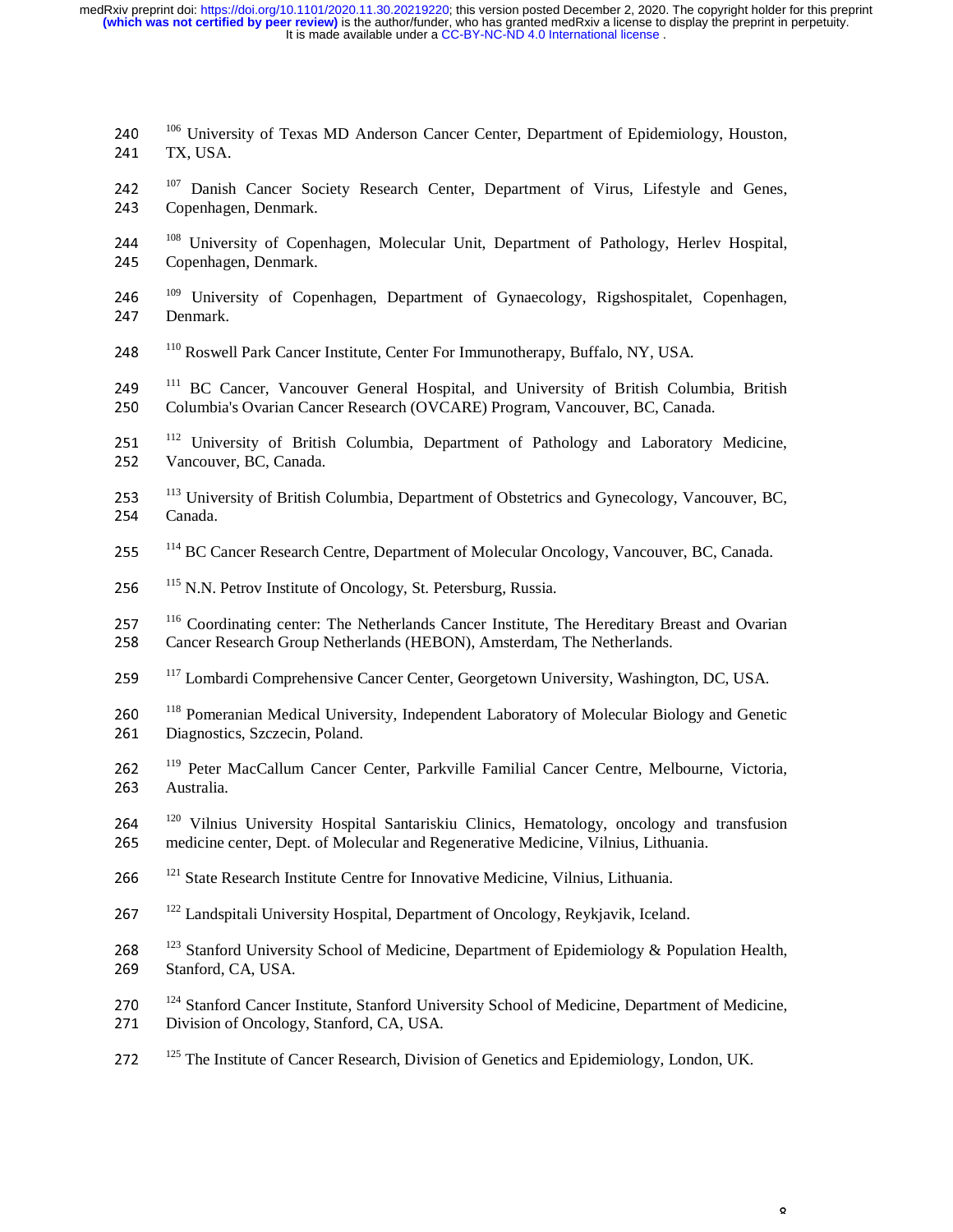[106] University of Texas MD Anderson Cancer Center, Department of Epidemiology, Houston, TX, USA.

[107] Danish Cancer Society Research Center, Department of Virus, Lifestyle and Genes, Copenhagen, Denmark.

[108] University of Copenhagen, Molecular Unit, Department of Pathology, Herlev Hospital, Copenhagen, Denmark.

[109] University of Copenhagen, Department of Gynaecology, Rigshospitalet, Copenhagen, Denmark.

[110] Roswell Park Cancer Institute, Center For Immunotherapy, Buffalo, NY, USA.

[111] BC Cancer, Vancouver General Hospital, and University of British Columbia, British Columbia's Ovarian Cancer Research (OVCARE) Program, Vancouver, BC, Canada.

[112] University of British Columbia, Department of Pathology and Laboratory Medicine, Vancouver, BC, Canada.

[113] University of British Columbia, Department of Obstetrics and Gynecology, Vancouver, BC, Canada.

[114] BC Cancer Research Centre, Department of Molecular Oncology, Vancouver, BC, Canada.

[115] N.N. Petrov Institute of Oncology, St. Petersburg, Russia.

[116] Coordinating center: The Netherlands Cancer Institute, The Hereditary Breast and Ovarian Cancer Research Group Netherlands (HEBON), Amsterdam, The Netherlands.

[117] Lombardi Comprehensive Cancer Center, Georgetown University, Washington, DC, USA.

[118] Pomeranian Medical University, Independent Laboratory of Molecular Biology and Genetic Diagnostics, Szczecin, Poland.

[119] Peter MacCallum Cancer Center, Parkville Familial Cancer Centre, Melbourne, Victoria, Australia.

[120] Vilnius University Hospital Santariskiu Clinics, Hematology, oncology and transfusion medicine center, Dept. of Molecular and Regenerative Medicine, Vilnius, Lithuania.

[121] State Research Institute Centre for Innovative Medicine, Vilnius, Lithuania.

[122] Landspitali University Hospital, Department of Oncology, Reykjavik, Iceland.

[123] Stanford University School of Medicine, Department of Epidemiology & Population Health, Stanford, CA, USA.

[124] Stanford Cancer Institute, Stanford University School of Medicine, Department of Medicine, Division of Oncology, Stanford, CA, USA.

[125] The Institute of Cancer Research, Division of Genetics and Epidemiology, London, UK.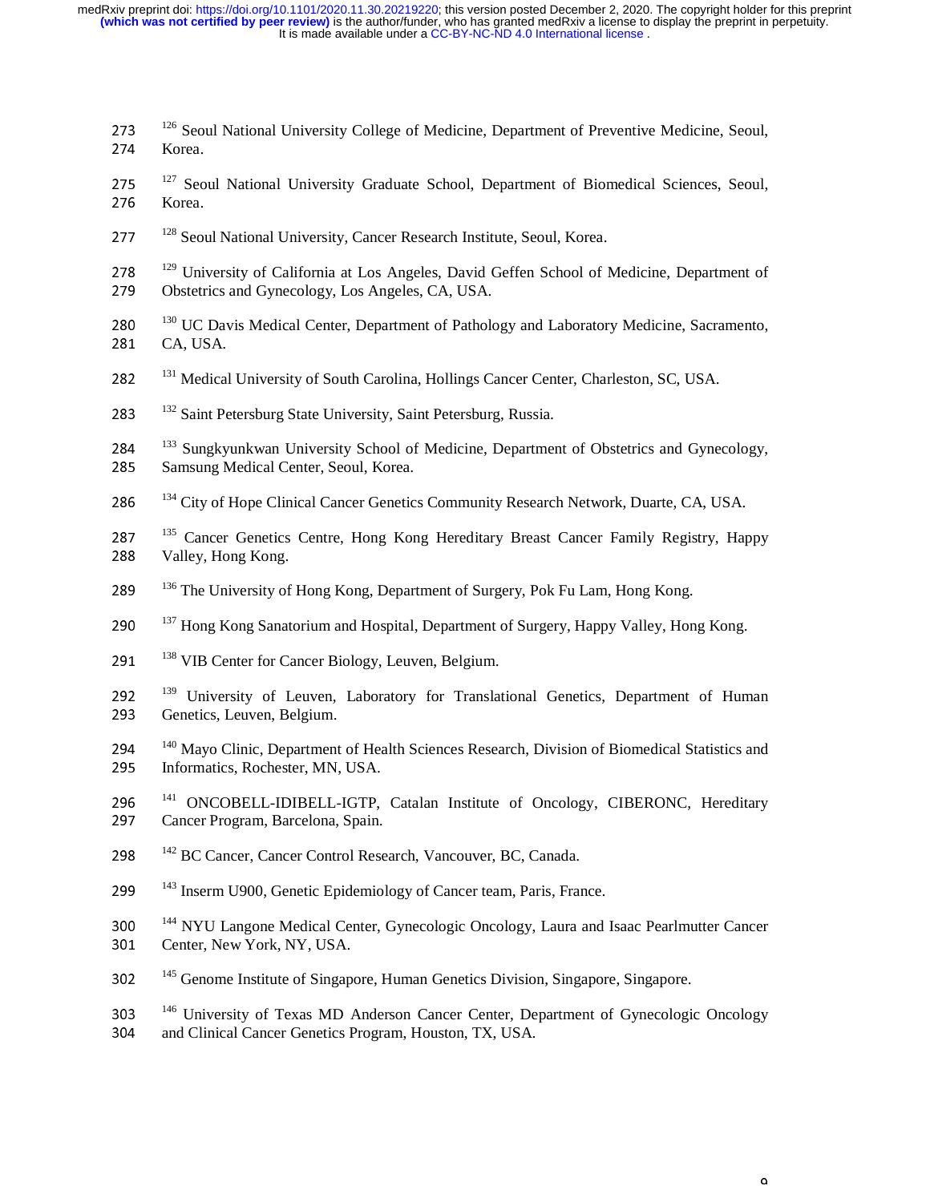[126] Seoul National University College of Medicine, Department of Preventive Medicine, Seoul, Korea.

[127] Seoul National University Graduate School, Department of Biomedical Sciences, Seoul, Korea.

[128] Seoul National University, Cancer Research Institute, Seoul, Korea.

[129] University of California at Los Angeles, David Geffen School of Medicine, Department of Obstetrics and Gynecology, Los Angeles, CA, USA.

[130] UC Davis Medical Center, Department of Pathology and Laboratory Medicine, Sacramento, CA, USA.

[131] Medical University of South Carolina, Hollings Cancer Center, Charleston, SC, USA.

[132] Saint Petersburg State University, Saint Petersburg, Russia.

[133] Sungkyunkwan University School of Medicine, Department of Obstetrics and Gynecology, Samsung Medical Center, Seoul, Korea.

[134] City of Hope Clinical Cancer Genetics Community Research Network, Duarte, CA, USA.

[135] Cancer Genetics Centre, Hong Kong Hereditary Breast Cancer Family Registry, Happy Valley, Hong Kong.

[136] The University of Hong Kong, Department of Surgery, Pok Fu Lam, Hong Kong.

[137] Hong Kong Sanatorium and Hospital, Department of Surgery, Happy Valley, Hong Kong.

[138] VIB Center for Cancer Biology, Leuven, Belgium.

[139] University of Leuven, Laboratory for Translational Genetics, Department of Human Genetics, Leuven, Belgium.

[140] Mayo Clinic, Department of Health Sciences Research, Division of Biomedical Statistics and Informatics, Rochester, MN, USA.

[141] ONCOBELL-IDIBELL-IGTP, Catalan Institute of Oncology, CIBERONC, Hereditary Cancer Program, Barcelona, Spain.

[142] BC Cancer, Cancer Control Research, Vancouver, BC, Canada.

[143] Inserm U900, Genetic Epidemiology of Cancer team, Paris, France.

[144] NYU Langone Medical Center, Gynecologic Oncology, Laura and Isaac Pearlmutter Cancer Center, New York, NY, USA.

[145] Genome Institute of Singapore, Human Genetics Division, Singapore, Singapore.

[146] University of Texas MD Anderson Cancer Center, Department of Gynecologic Oncology and Clinical Cancer Genetics Program, Houston, TX, USA.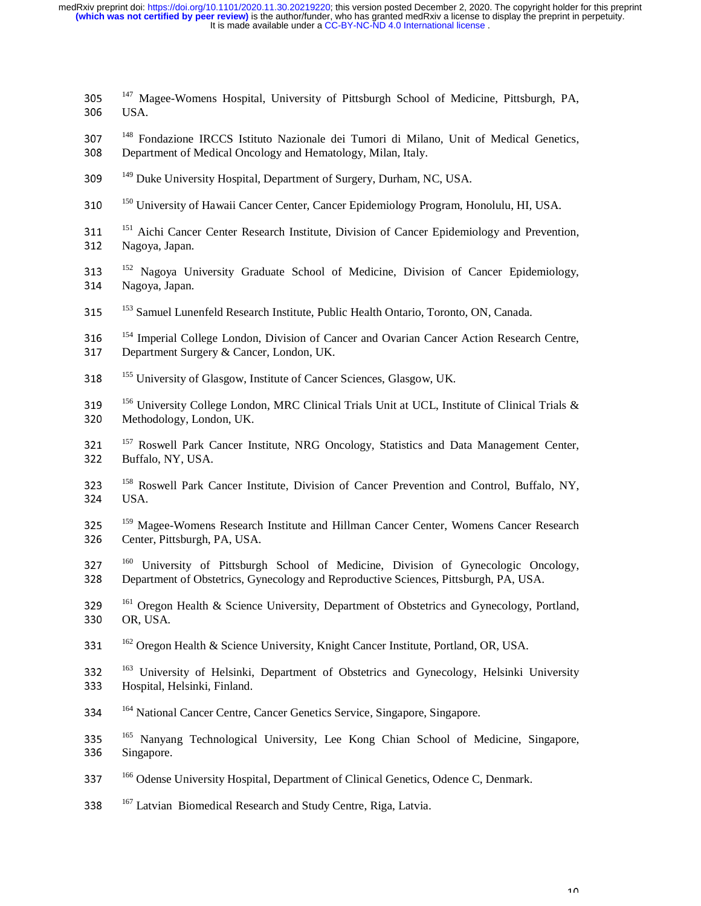[147] Magee-Womens Hospital, University of Pittsburgh School of Medicine, Pittsburgh, PA, USA.

[148] Fondazione IRCCS Istituto Nazionale dei Tumori di Milano, Unit of Medical Genetics, Department of Medical Oncology and Hematology, Milan, Italy.

[149] Duke University Hospital, Department of Surgery, Durham, NC, USA.

[150] University of Hawaii Cancer Center, Cancer Epidemiology Program, Honolulu, HI, USA.

[151] Aichi Cancer Center Research Institute, Division of Cancer Epidemiology and Prevention, Nagoya, Japan.

[152] Nagoya University Graduate School of Medicine, Division of Cancer Epidemiology, Nagoya, Japan.

[153] Samuel Lunenfeld Research Institute, Public Health Ontario, Toronto, ON, Canada.

[154] Imperial College London, Division of Cancer and Ovarian Cancer Action Research Centre, Department Surgery & Cancer, London, UK.

[155] University of Glasgow, Institute of Cancer Sciences, Glasgow, UK.

[156] University College London, MRC Clinical Trials Unit at UCL, Institute of Clinical Trials & Methodology, London, UK.

[157] Roswell Park Cancer Institute, NRG Oncology, Statistics and Data Management Center, Buffalo, NY, USA.

[158] Roswell Park Cancer Institute, Division of Cancer Prevention and Control, Buffalo, NY, USA.

[159] Magee-Womens Research Institute and Hillman Cancer Center, Womens Cancer Research Center, Pittsburgh, PA, USA.

[160] University of Pittsburgh School of Medicine, Division of Gynecologic Oncology, Department of Obstetrics, Gynecology and Reproductive Sciences, Pittsburgh, PA, USA.

[161] Oregon Health & Science University, Department of Obstetrics and Gynecology, Portland, OR, USA.

[162] Oregon Health & Science University, Knight Cancer Institute, Portland, OR, USA.

[163] University of Helsinki, Department of Obstetrics and Gynecology, Helsinki University Hospital, Helsinki, Finland.

[164] National Cancer Centre, Cancer Genetics Service, Singapore, Singapore.

[165] Nanyang Technological University, Lee Kong Chian School of Medicine, Singapore, Singapore.

[166] Odense University Hospital, Department of Clinical Genetics, Odence C, Denmark.

[167] Latvian Biomedical Research and Study Centre, Riga, Latvia.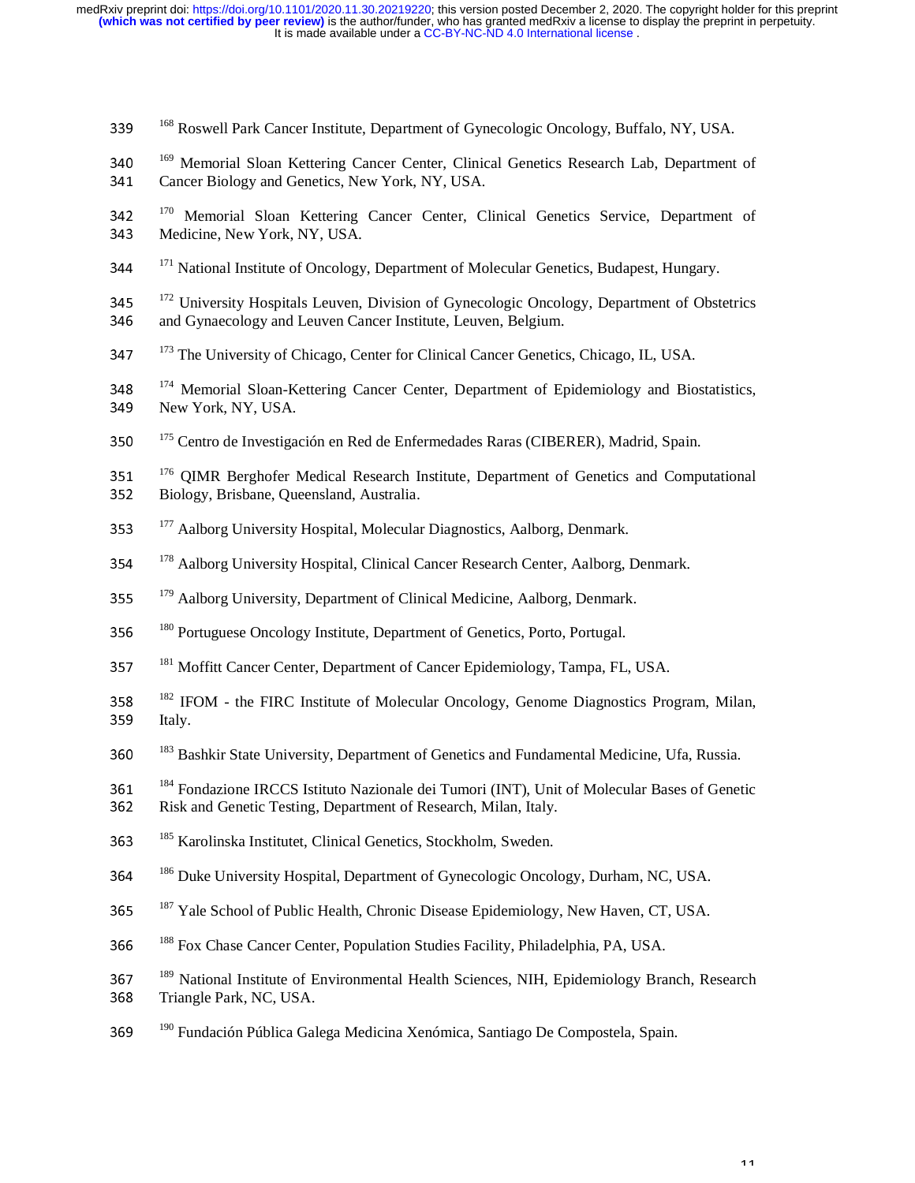[168] Roswell Park Cancer Institute, Department of Gynecologic Oncology, Buffalo, NY, USA.

[169] Memorial Sloan Kettering Cancer Center, Clinical Genetics Research Lab, Department of Cancer Biology and Genetics, New York, NY, USA.

[170] Memorial Sloan Kettering Cancer Center, Clinical Genetics Service, Department of Medicine, New York, NY, USA.

[171] National Institute of Oncology, Department of Molecular Genetics, Budapest, Hungary.

[172] University Hospitals Leuven, Division of Gynecologic Oncology, Department of Obstetrics and Gynaecology and Leuven Cancer Institute, Leuven, Belgium.

[173] The University of Chicago, Center for Clinical Cancer Genetics, Chicago, IL, USA.

[174] Memorial Sloan-Kettering Cancer Center, Department of Epidemiology and Biostatistics, New York, NY, USA.

[175] Centro de Investigación en Red de Enfermedades Raras (CIBERER), Madrid, Spain.

[176] QIMR Berghofer Medical Research Institute, Department of Genetics and Computational Biology, Brisbane, Queensland, Australia.

[177] Aalborg University Hospital, Molecular Diagnostics, Aalborg, Denmark.

[178] Aalborg University Hospital, Clinical Cancer Research Center, Aalborg, Denmark.

[179] Aalborg University, Department of Clinical Medicine, Aalborg, Denmark.

[180] Portuguese Oncology Institute, Department of Genetics, Porto, Portugal.

[181] Moffitt Cancer Center, Department of Cancer Epidemiology, Tampa, FL, USA.

[182] IFOM - the FIRC Institute of Molecular Oncology, Genome Diagnostics Program, Milan, Italy.

[183] Bashkir State University, Department of Genetics and Fundamental Medicine, Ufa, Russia.

[184] Fondazione IRCCS Istituto Nazionale dei Tumori (INT), Unit of Molecular Bases of Genetic Risk and Genetic Testing, Department of Research, Milan, Italy.

[185] Karolinska Institutet, Clinical Genetics, Stockholm, Sweden.

[186] Duke University Hospital, Department of Gynecologic Oncology, Durham, NC, USA.

[187] Yale School of Public Health, Chronic Disease Epidemiology, New Haven, CT, USA.

[188] Fox Chase Cancer Center, Population Studies Facility, Philadelphia, PA, USA.

[189] National Institute of Environmental Health Sciences, NIH, Epidemiology Branch, Research Triangle Park, NC, USA.

[190] Fundación Pública Galega Medicina Xenómica, Santiago De Compostela, Spain.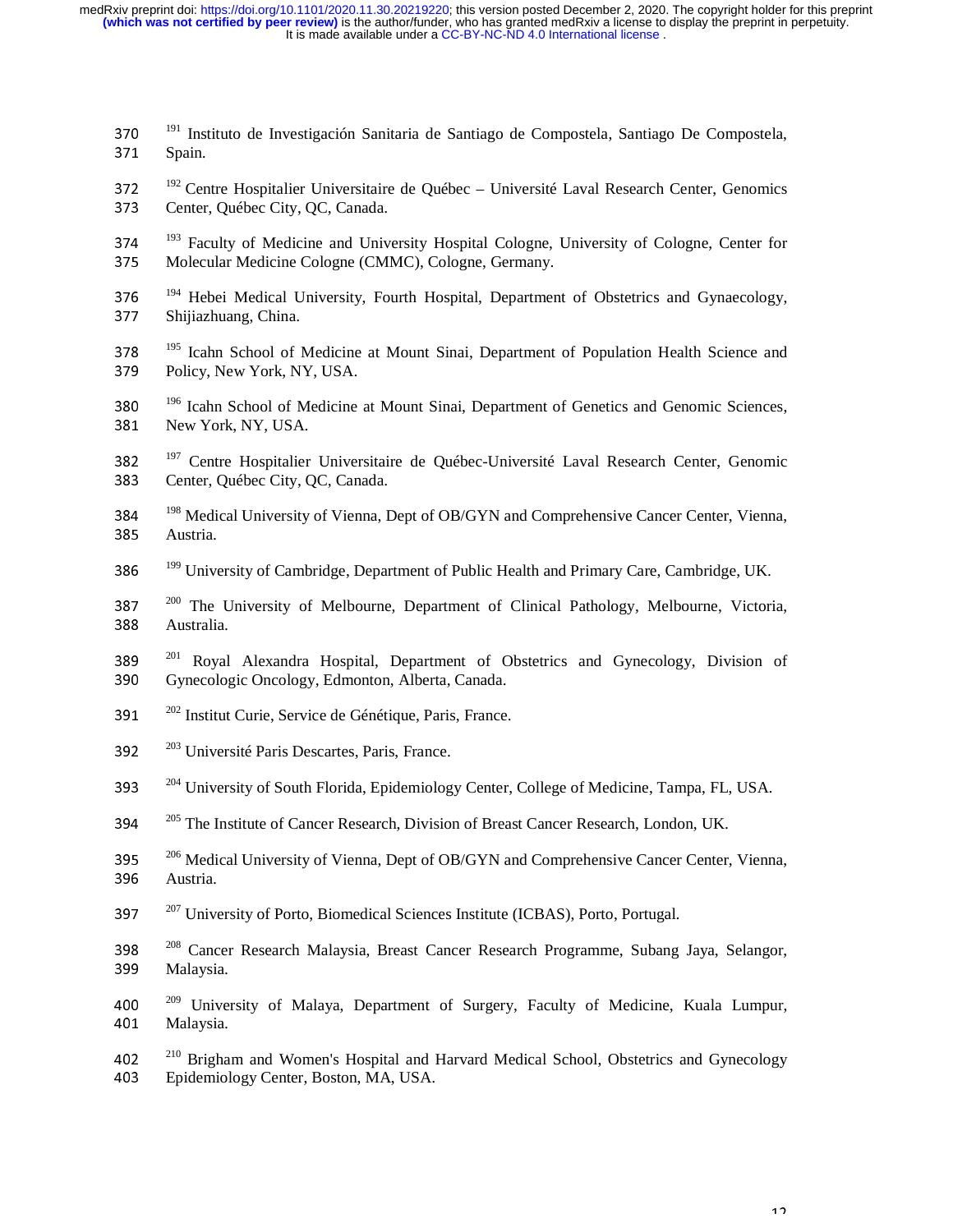[191] Instituto de Investigación Sanitaria de Santiago de Compostela, Santiago De Compostela, Spain.

[192] Centre Hospitalier Universitaire de Québec – Université Laval Research Center, Genomics Center, Québec City, QC, Canada.

[193] Faculty of Medicine and University Hospital Cologne, University of Cologne, Center for Molecular Medicine Cologne (CMMC), Cologne, Germany.

[194] Hebei Medical University, Fourth Hospital, Department of Obstetrics and Gynaecology, Shijiazhuang, China.

[195] Icahn School of Medicine at Mount Sinai, Department of Population Health Science and Policy, New York, NY, USA.

[196] Icahn School of Medicine at Mount Sinai, Department of Genetics and Genomic Sciences, New York, NY, USA.

[197] Centre Hospitalier Universitaire de Québec-Université Laval Research Center, Genomic Center, Québec City, QC, Canada.

[198] Medical University of Vienna, Dept of OB/GYN and Comprehensive Cancer Center, Vienna, Austria.

[199] University of Cambridge, Department of Public Health and Primary Care, Cambridge, UK.

[200] The University of Melbourne, Department of Clinical Pathology, Melbourne, Victoria, Australia.

[201] Royal Alexandra Hospital, Department of Obstetrics and Gynecology, Division of Gynecologic Oncology, Edmonton, Alberta, Canada.

[202] Institut Curie, Service de Génétique, Paris, France.

[203] Université Paris Descartes, Paris, France.

[204] University of South Florida, Epidemiology Center, College of Medicine, Tampa, FL, USA.

[205] The Institute of Cancer Research, Division of Breast Cancer Research, London, UK.

[206] Medical University of Vienna, Dept of OB/GYN and Comprehensive Cancer Center, Vienna, Austria.

[207] University of Porto, Biomedical Sciences Institute (ICBAS), Porto, Portugal.

[208] Cancer Research Malaysia, Breast Cancer Research Programme, Subang Jaya, Selangor, Malaysia.

[209] University of Malaya, Department of Surgery, Faculty of Medicine, Kuala Lumpur, Malaysia.

[210] Brigham and Women's Hospital and Harvard Medical School, Obstetrics and Gynecology Epidemiology Center, Boston, MA, USA.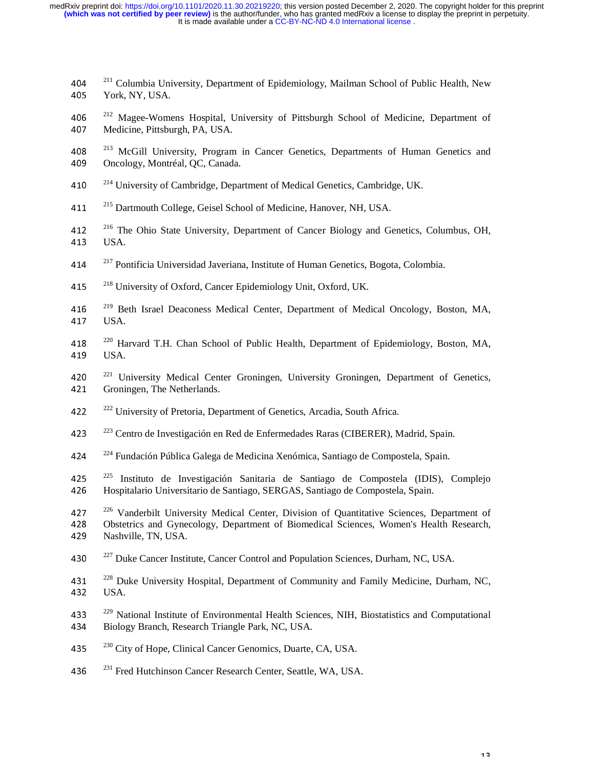[211] Columbia University, Department of Epidemiology, Mailman School of Public Health, New York, NY, USA.

[212] Magee-Womens Hospital, University of Pittsburgh School of Medicine, Department of Medicine, Pittsburgh, PA, USA.

[213] McGill University, Program in Cancer Genetics, Departments of Human Genetics and Oncology, Montréal, QC, Canada.

[214] University of Cambridge, Department of Medical Genetics, Cambridge, UK.

[215] Dartmouth College, Geisel School of Medicine, Hanover, NH, USA.

[216] The Ohio State University, Department of Cancer Biology and Genetics, Columbus, OH, USA.

[217] Pontificia Universidad Javeriana, Institute of Human Genetics, Bogota, Colombia.

[218] University of Oxford, Cancer Epidemiology Unit, Oxford, UK.

[219] Beth Israel Deaconess Medical Center, Department of Medical Oncology, Boston, MA, USA.

[220] Harvard T.H. Chan School of Public Health, Department of Epidemiology, Boston, MA, USA.

[221] University Medical Center Groningen, University Groningen, Department of Genetics, Groningen, The Netherlands.

[222] University of Pretoria, Department of Genetics, Arcadia, South Africa.

[223] Centro de Investigación en Red de Enfermedades Raras (CIBERER), Madrid, Spain.

[224] Fundación Pública Galega de Medicina Xenómica, Santiago de Compostela, Spain.

[225] Instituto de Investigación Sanitaria de Santiago de Compostela (IDIS), Complejo Hospitalario Universitario de Santiago, SERGAS, Santiago de Compostela, Spain.

[226] Vanderbilt University Medical Center, Division of Quantitative Sciences, Department of Obstetrics and Gynecology, Department of Biomedical Sciences, Women's Health Research, Nashville, TN, USA.

[227] Duke Cancer Institute, Cancer Control and Population Sciences, Durham, NC, USA.

[228] Duke University Hospital, Department of Community and Family Medicine, Durham, NC, USA.

[229] National Institute of Environmental Health Sciences, NIH, Biostatistics and Computational Biology Branch, Research Triangle Park, NC, USA.

[230] City of Hope, Clinical Cancer Genomics, Duarte, CA, USA.

[231] Fred Hutchinson Cancer Research Center, Seattle, WA, USA.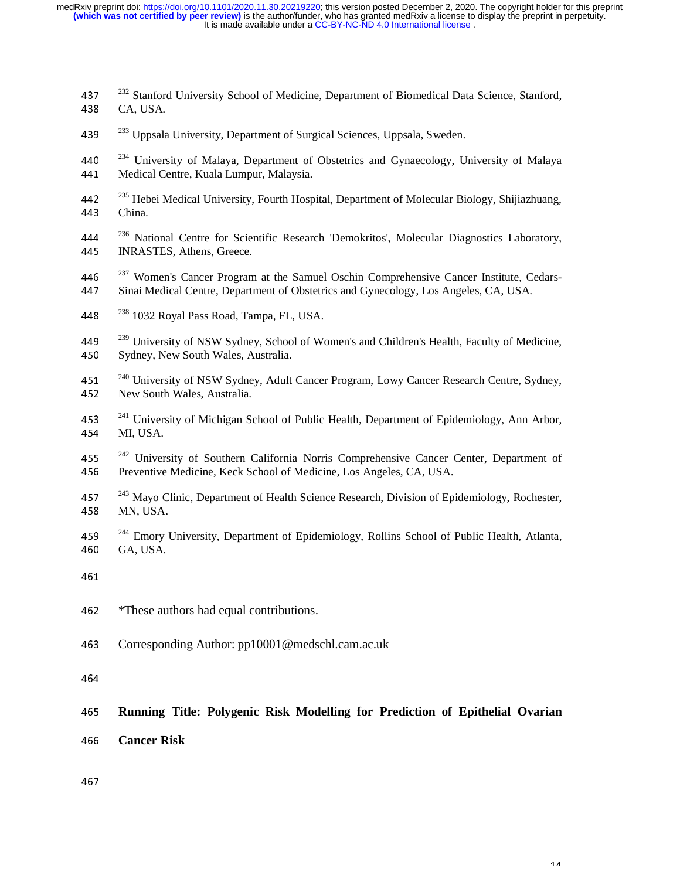[232] Stanford University School of Medicine, Department of Biomedical Data Science, Stanford, CA, USA.

[233] Uppsala University, Department of Surgical Sciences, Uppsala, Sweden.

[234] University of Malaya, Department of Obstetrics and Gynaecology, University of Malaya Medical Centre, Kuala Lumpur, Malaysia.

[235] Hebei Medical University, Fourth Hospital, Department of Molecular Biology, Shijiazhuang, China.

[236] National Centre for Scientific Research 'Demokritos', Molecular Diagnostics Laboratory, INRASTES, Athens, Greece.

[237] Women's Cancer Program at the Samuel Oschin Comprehensive Cancer Institute, Cedars-Sinai Medical Centre, Department of Obstetrics and Gynecology, Los Angeles, CA, USA.

[238] 1032 Royal Pass Road, Tampa, FL, USA.

[239] University of NSW Sydney, School of Women's and Children's Health, Faculty of Medicine, Sydney, New South Wales, Australia.

[240] University of NSW Sydney, Adult Cancer Program, Lowy Cancer Research Centre, Sydney, New South Wales, Australia.

[241] University of Michigan School of Public Health, Department of Epidemiology, Ann Arbor, MI, USA.

[242] University of Southern California Norris Comprehensive Cancer Center, Department of Preventive Medicine, Keck School of Medicine, Los Angeles, CA, USA.

[243] Mayo Clinic, Department of Health Science Research, Division of Epidemiology, Rochester, MN, USA.

[244] Emory University, Department of Epidemiology, Rollins School of Public Health, Atlanta, GA, USA.

*These authors had equal contributions.

Corresponding Author: pp10001@medschl.cam.ac.uk

**Running Title: Polygenic Risk Modelling for Prediction of Epithelial Ovarian Cancer Risk**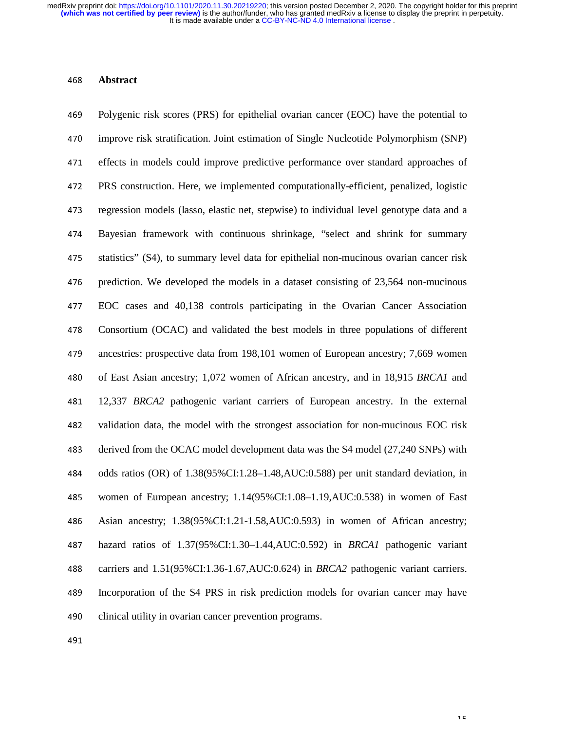## Abstract

Polygenic risk scores (PRS) for epithelial ovarian cancer (EOC) have the potential to improve risk stratification. Joint estimation of Single Nucleotide Polymorphism (SNP) effects in models could improve predictive performance over standard approaches of PRS construction. Here, we implemented computationally-efficient, penalized, logistic regression models (lasso, elastic net, stepwise) to individual level genotype data and a Bayesian framework with continuous shrinkage, "select and shrink for summary statistics" (S4), to summary level data for epithelial non-mucinous ovarian cancer risk prediction. We developed the models in a dataset consisting of 23,564 non-mucinous EOC cases and 40,138 controls participating in the Ovarian Cancer Association Consortium (OCAC) and validated the best models in three populations of different ancestries: prospective data from 198,101 women of European ancestry; 7,669 women of East Asian ancestry; 1,072 women of African ancestry, and in 18,915 *BRCA1* and 12,337 *BRCA2* pathogenic variant carriers of European ancestry. In the external validation data, the model with the strongest association for non-mucinous EOC risk derived from the OCAC model development data was the S4 model (27,240 SNPs) with odds ratios (OR) of 1.38(95%CI:1.28–1.48,AUC:0.588) per unit standard deviation, in women of European ancestry; 1.14(95%CI:1.08–1.19,AUC:0.538) in women of East Asian ancestry; 1.38(95%CI:1.21-1.58,AUC:0.593) in women of African ancestry; hazard ratios of 1.37(95%CI:1.30–1.44,AUC:0.592) in *BRCA1* pathogenic variant carriers and 1.51(95%CI:1.36-1.67,AUC:0.624) in *BRCA2* pathogenic variant carriers. Incorporation of the S4 PRS in risk prediction models for ovarian cancer may have clinical utility in ovarian cancer prevention programs.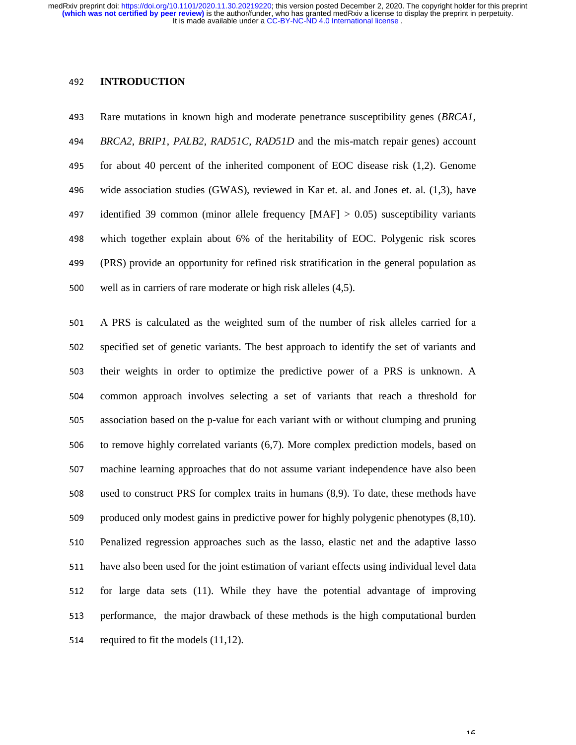## INTRODUCTION

Rare mutations in known high and moderate penetrance susceptibility genes (*BRCA1*, *BRCA2*, *BRIP1*, *PALB2*, *RAD51C*, *RAD51D* and the mis-match repair genes) account for about 40 percent of the inherited component of EOC disease risk (1,2). Genome wide association studies (GWAS), reviewed in Kar et. al. and Jones et. al. (1,3), have identified 39 common (minor allele frequency [MAF] > 0.05) susceptibility variants which together explain about 6% of the heritability of EOC. Polygenic risk scores (PRS) provide an opportunity for refined risk stratification in the general population as well as in carriers of rare moderate or high risk alleles (4,5).

A PRS is calculated as the weighted sum of the number of risk alleles carried for a specified set of genetic variants. The best approach to identify the set of variants and their weights in order to optimize the predictive power of a PRS is unknown. A common approach involves selecting a set of variants that reach a threshold for association based on the p-value for each variant with or without clumping and pruning to remove highly correlated variants (6,7). More complex prediction models, based on machine learning approaches that do not assume variant independence have also been used to construct PRS for complex traits in humans (8,9). To date, these methods have produced only modest gains in predictive power for highly polygenic phenotypes (8,10). Penalized regression approaches such as the lasso, elastic net and the adaptive lasso have also been used for the joint estimation of variant effects using individual level data for large data sets (11). While they have the potential advantage of improving performance, the major drawback of these methods is the high computational burden required to fit the models (11,12).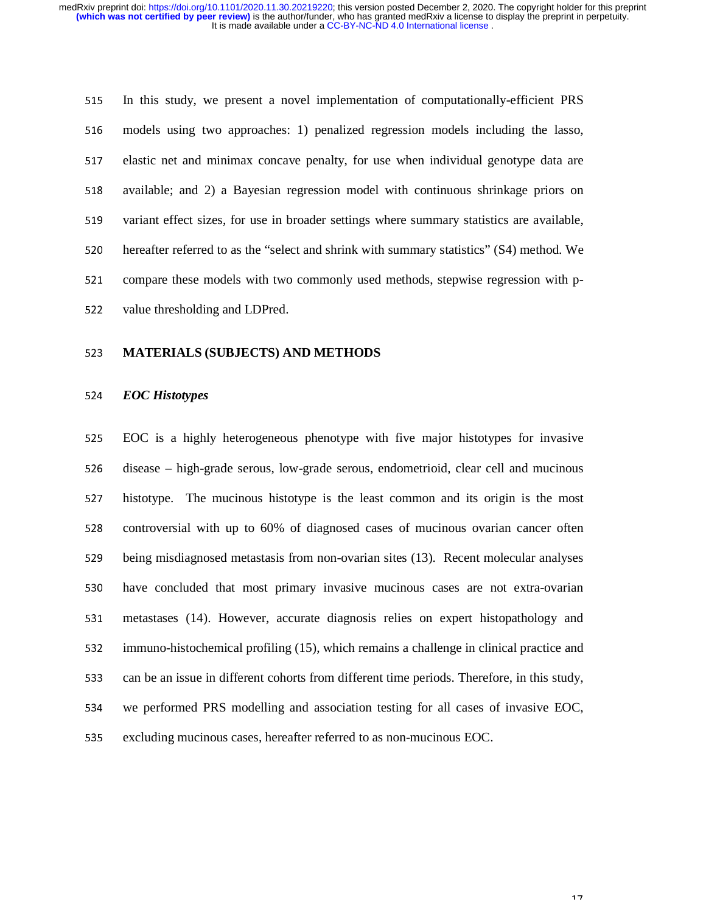In this study, we present a novel implementation of computationally-efficient PRS models using two approaches: 1) penalized regression models including the lasso, elastic net and minimax concave penalty, for use when individual genotype data are available; and 2) a Bayesian regression model with continuous shrinkage priors on variant effect sizes, for use in broader settings where summary statistics are available, hereafter referred to as the "select and shrink with summary statistics" (S4) method. We compare these models with two commonly used methods, stepwise regression with p-value thresholding and LDPred.

## MATERIALS (SUBJECTS) AND METHODS

### *EOC Histotypes*

EOC is a highly heterogeneous phenotype with five major histotypes for invasive disease – high-grade serous, low-grade serous, endometrioid, clear cell and mucinous histotype. The mucinous histotype is the least common and its origin is the most controversial with up to 60% of diagnosed cases of mucinous ovarian cancer often being misdiagnosed metastasis from non-ovarian sites (13). Recent molecular analyses have concluded that most primary invasive mucinous cases are not extra-ovarian metastases (14). However, accurate diagnosis relies on expert histopathology and immuno-histochemical profiling (15), which remains a challenge in clinical practice and can be an issue in different cohorts from different time periods. Therefore, in this study, we performed PRS modelling and association testing for all cases of invasive EOC, excluding mucinous cases, hereafter referred to as non-mucinous EOC.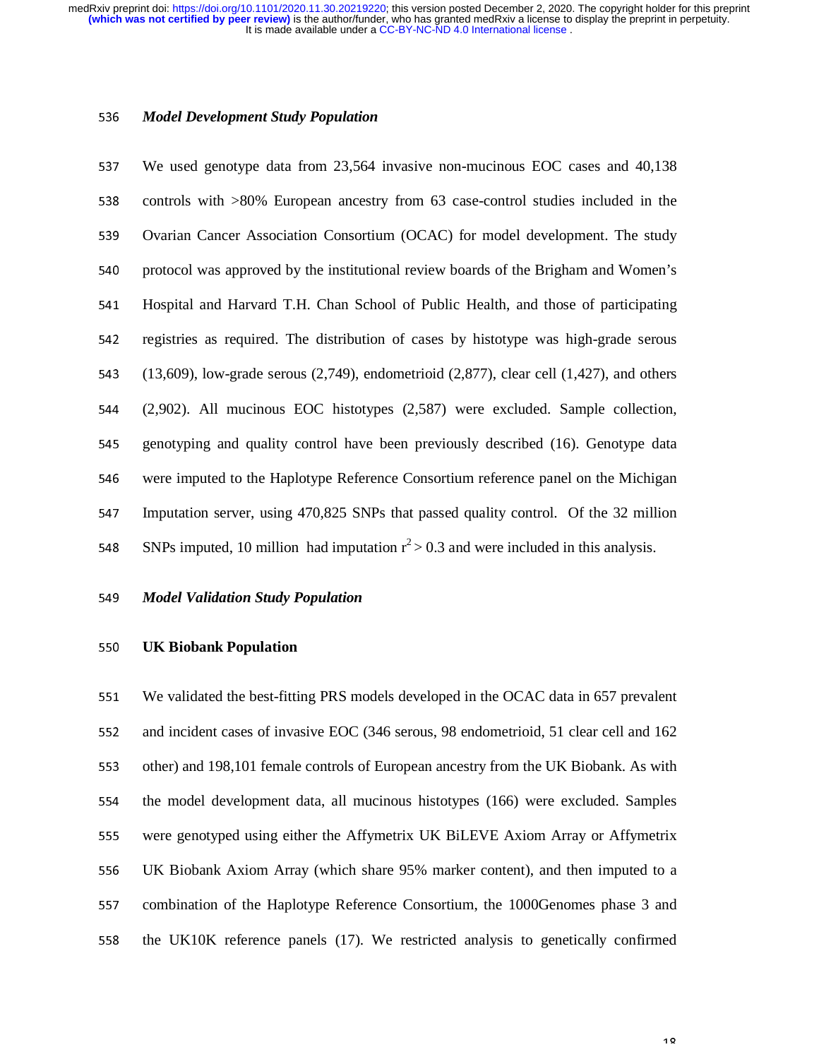### *Model Development Study Population*

We used genotype data from 23,564 invasive non-mucinous EOC cases and 40,138 controls with >80% European ancestry from 63 case-control studies included in the Ovarian Cancer Association Consortium (OCAC) for model development. The study protocol was approved by the institutional review boards of the Brigham and Women's Hospital and Harvard T.H. Chan School of Public Health, and those of participating registries as required. The distribution of cases by histotype was high-grade serous (13,609), low-grade serous (2,749), endometrioid (2,877), clear cell (1,427), and others (2,902). All mucinous EOC histotypes (2,587) were excluded. Sample collection, genotyping and quality control have been previously described (16). Genotype data were imputed to the Haplotype Reference Consortium reference panel on the Michigan Imputation server, using 470,825 SNPs that passed quality control. Of the 32 million SNPs imputed, 10 million had imputation $r^2 > 0.3$ and were included in this analysis.

### *Model Validation Study Population*

#### UK Biobank Population

We validated the best-fitting PRS models developed in the OCAC data in 657 prevalent and incident cases of invasive EOC (346 serous, 98 endometrioid, 51 clear cell and 162 other) and 198,101 female controls of European ancestry from the UK Biobank. As with the model development data, all mucinous histotypes (166) were excluded. Samples were genotyped using either the Affymetrix UK BiLEVE Axiom Array or Affymetrix UK Biobank Axiom Array (which share 95% marker content), and then imputed to a combination of the Haplotype Reference Consortium, the 1000Genomes phase 3 and the UK10K reference panels (17). We restricted analysis to genetically confirmed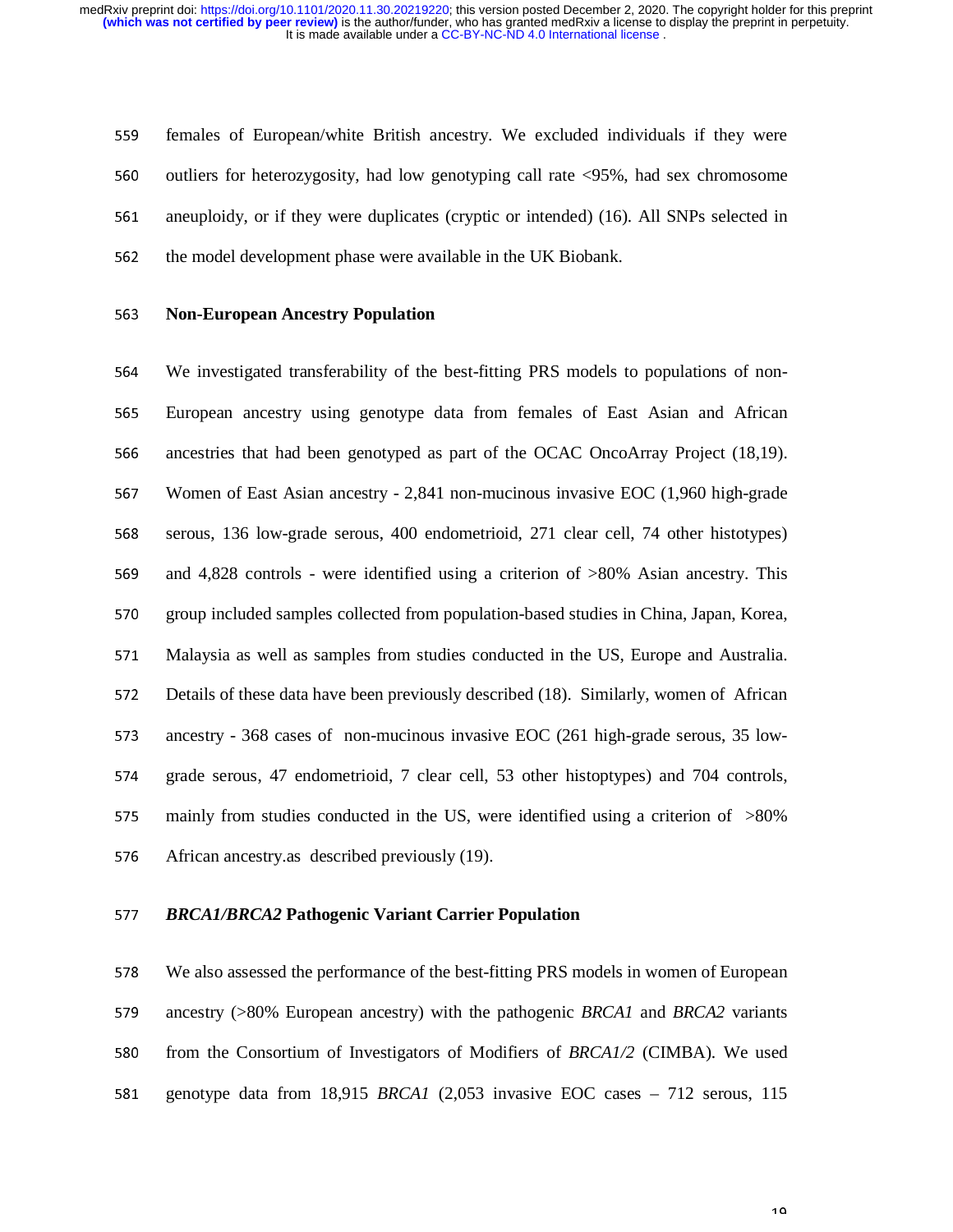females of European/white British ancestry. We excluded individuals if they were outliers for heterozygosity, had low genotyping call rate <95%, had sex chromosome aneuploidy, or if they were duplicates (cryptic or intended) (16). All SNPs selected in the model development phase were available in the UK Biobank.

## Non-European Ancestry Population

We investigated transferability of the best-fitting PRS models to populations of non-European ancestry using genotype data from females of East Asian and African ancestries that had been genotyped as part of the OCAC OncoArray Project (18,19). Women of East Asian ancestry - 2,841 non-mucinous invasive EOC (1,960 high-grade serous, 136 low-grade serous, 400 endometrioid, 271 clear cell, 74 other histotypes) and 4,828 controls - were identified using a criterion of >80% Asian ancestry. This group included samples collected from population-based studies in China, Japan, Korea, Malaysia as well as samples from studies conducted in the US, Europe and Australia. Details of these data have been previously described (18). Similarly, women of African ancestry - 368 cases of non-mucinous invasive EOC (261 high-grade serous, 35 low-grade serous, 47 endometrioid, 7 clear cell, 53 other histoptypes) and 704 controls, mainly from studies conducted in the US, were identified using a criterion of >80% African ancestry.as described previously (19).

## *BRCA1/BRCA2* Pathogenic Variant Carrier Population

We also assessed the performance of the best-fitting PRS models in women of European ancestry (>80% European ancestry) with the pathogenic *BRCA1* and *BRCA2* variants from the Consortium of Investigators of Modifiers of *BRCA1/2* (CIMBA). We used genotype data from 18,915 *BRCA1* (2,053 invasive EOC cases – 712 serous, 115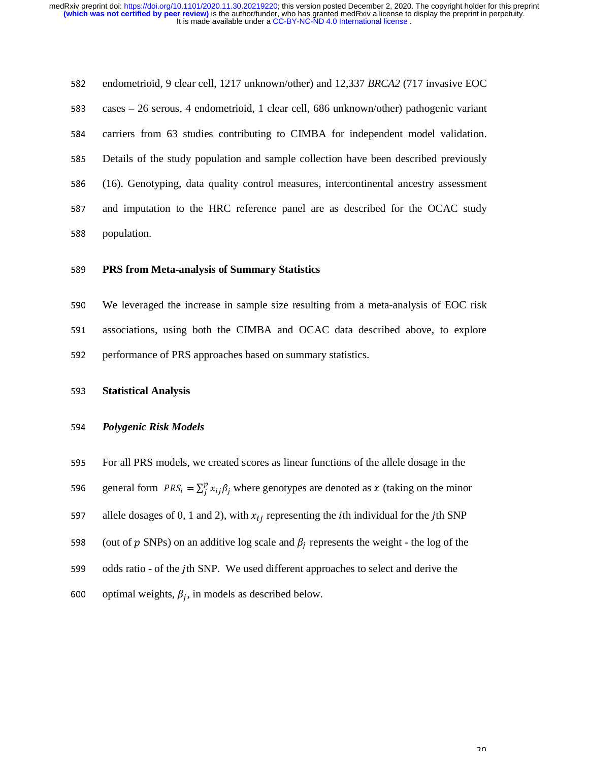endometrioid, 9 clear cell, 1217 unknown/other) and 12,337 *BRCA2* (717 invasive EOC cases – 26 serous, 4 endometrioid, 1 clear cell, 686 unknown/other) pathogenic variant carriers from 63 studies contributing to CIMBA for independent model validation. Details of the study population and sample collection have been described previously (16). Genotyping, data quality control measures, intercontinental ancestry assessment and imputation to the HRC reference panel are as described for the OCAC study population.

**PRS from Meta-analysis of Summary Statistics**

We leveraged the increase in sample size resulting from a meta-analysis of EOC risk associations, using both the CIMBA and OCAC data described above, to explore performance of PRS approaches based on summary statistics.

**Statistical Analysis**

***Polygenic Risk Models***

For all PRS models, we created scores as linear functions of the allele dosage in the general form $PRS_i = \sum_j^p x_{ij}\beta_j$ where genotypes are denoted as $x$ (taking on the minor allele dosages of 0, 1 and 2), with $x_{ij}$ representing the $i$th individual for the $j$th SNP (out of $p$ SNPs) on an additive log scale and $\beta_j$ represents the weight - the log of the odds ratio - of the $j$th SNP. We used different approaches to select and derive the optimal weights, $\beta_j$, in models as described below.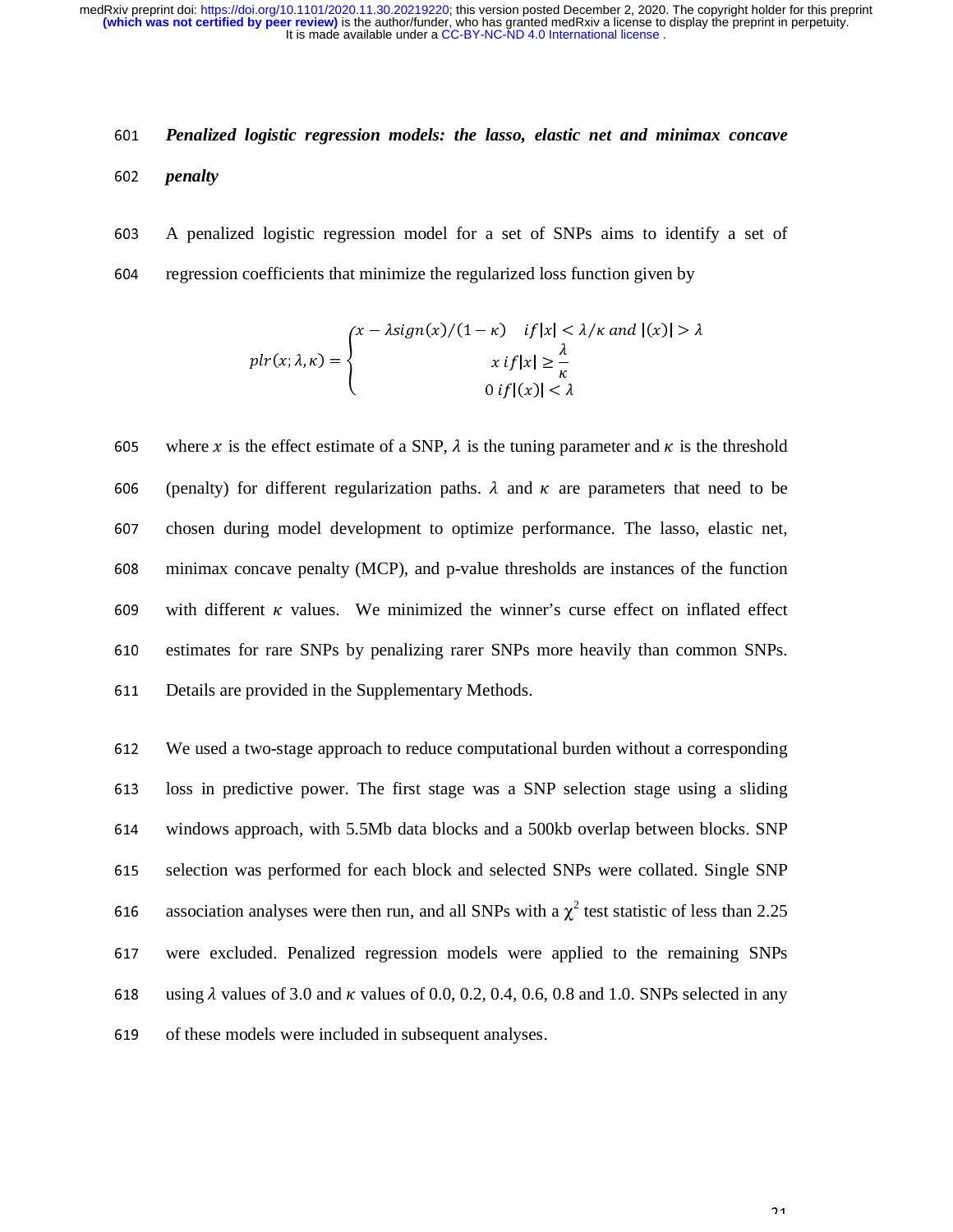***Penalized logistic regression models: the lasso, elastic net and minimax concave penalty***

A penalized logistic regression model for a set of SNPs aims to identify a set of regression coefficients that minimize the regularized loss function given by

$$plr(x;\lambda,\kappa) = \begin{cases} x - \lambda sign(x)/(1-\kappa) & if|x| < \lambda/\kappa \; and \; |(x)| > \lambda \\ x \; if|x| \geq \dfrac{\lambda}{\kappa} \\ 0 \; if|(x)| < \lambda \end{cases}$$

where $x$ is the effect estimate of a SNP, $\lambda$ is the tuning parameter and $\kappa$ is the threshold (penalty) for different regularization paths. $\lambda$ and $\kappa$ are parameters that need to be chosen during model development to optimize performance. The lasso, elastic net, minimax concave penalty (MCP), and p-value thresholds are instances of the function with different $\kappa$ values. We minimized the winner's curse effect on inflated effect estimates for rare SNPs by penalizing rarer SNPs more heavily than common SNPs. Details are provided in the Supplementary Methods.

We used a two-stage approach to reduce computational burden without a corresponding loss in predictive power. The first stage was a SNP selection stage using a sliding windows approach, with 5.5Mb data blocks and a 500kb overlap between blocks. SNP selection was performed for each block and selected SNPs were collated. Single SNP association analyses were then run, and all SNPs with a $\chi^2$ test statistic of less than 2.25 were excluded. Penalized regression models were applied to the remaining SNPs using $\lambda$ values of 3.0 and $\kappa$ values of 0.0, 0.2, 0.4, 0.6, 0.8 and 1.0. SNPs selected in any of these models were included in subsequent analyses.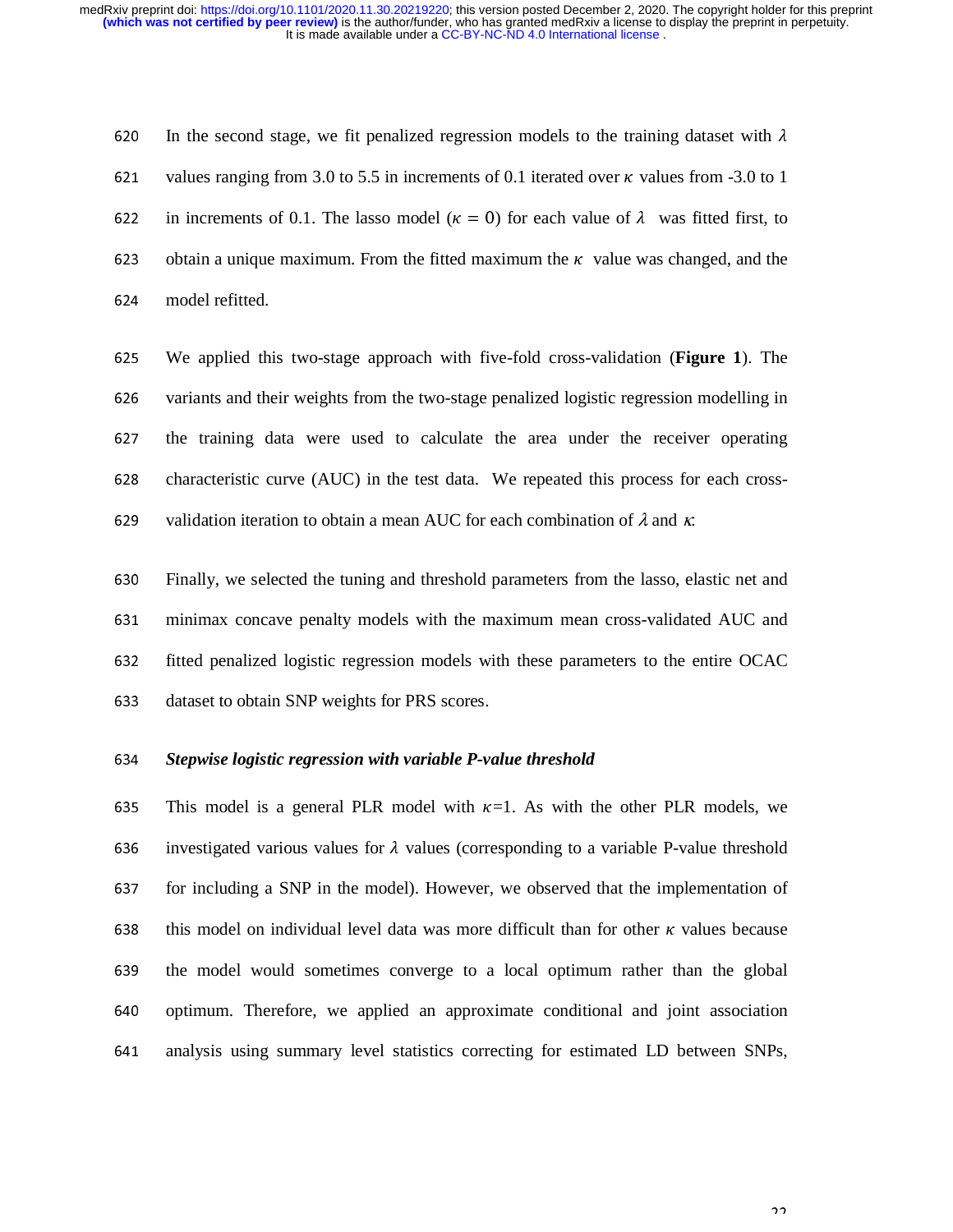In the second stage, we fit penalized regression models to the training dataset with $\lambda$ values ranging from 3.0 to 5.5 in increments of 0.1 iterated over $\kappa$ values from -3.0 to 1 in increments of 0.1. The lasso model ($\kappa = 0$) for each value of $\lambda$ was fitted first, to obtain a unique maximum. From the fitted maximum the $\kappa$ value was changed, and the model refitted.

We applied this two-stage approach with five-fold cross-validation (**Figure 1**). The variants and their weights from the two-stage penalized logistic regression modelling in the training data were used to calculate the area under the receiver operating characteristic curve (AUC) in the test data. We repeated this process for each cross-validation iteration to obtain a mean AUC for each combination of $\lambda$ and $\kappa$.

Finally, we selected the tuning and threshold parameters from the lasso, elastic net and minimax concave penalty models with the maximum mean cross-validated AUC and fitted penalized logistic regression models with these parameters to the entire OCAC dataset to obtain SNP weights for PRS scores.

***Stepwise logistic regression with variable P-value threshold***

This model is a general PLR model with $\kappa$=1. As with the other PLR models, we investigated various values for $\lambda$ values (corresponding to a variable P-value threshold for including a SNP in the model). However, we observed that the implementation of this model on individual level data was more difficult than for other $\kappa$ values because the model would sometimes converge to a local optimum rather than the global optimum. Therefore, we applied an approximate conditional and joint association analysis using summary level statistics correcting for estimated LD between SNPs,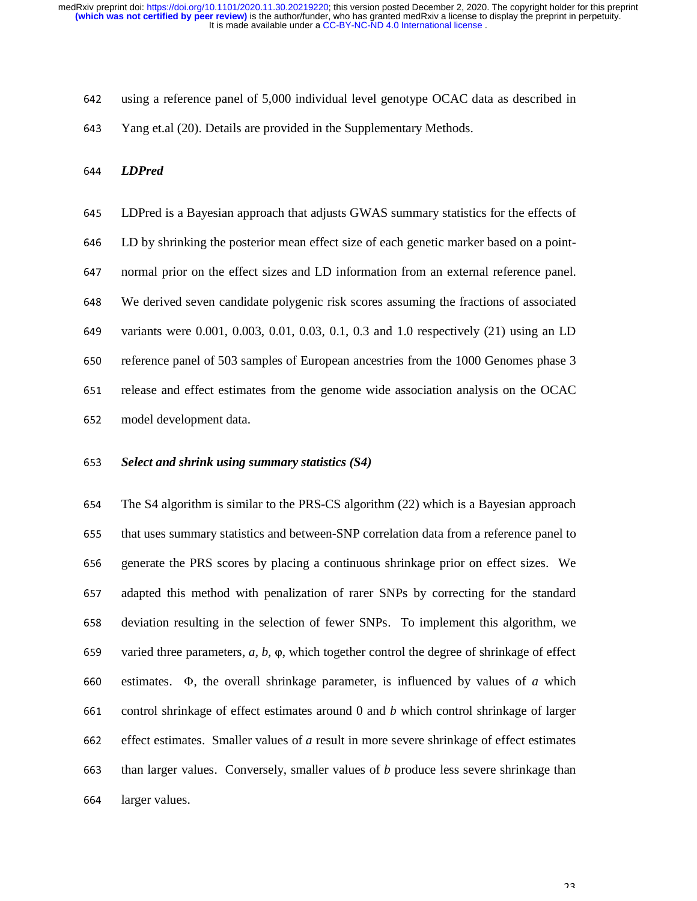using a reference panel of 5,000 individual level genotype OCAC data as described in Yang et.al (20). Details are provided in the Supplementary Methods.

### *LDPred*

LDPred is a Bayesian approach that adjusts GWAS summary statistics for the effects of LD by shrinking the posterior mean effect size of each genetic marker based on a point-normal prior on the effect sizes and LD information from an external reference panel. We derived seven candidate polygenic risk scores assuming the fractions of associated variants were 0.001, 0.003, 0.01, 0.03, 0.1, 0.3 and 1.0 respectively (21) using an LD reference panel of 503 samples of European ancestries from the 1000 Genomes phase 3 release and effect estimates from the genome wide association analysis on the OCAC model development data.

### *Select and shrink using summary statistics (S4)*

The S4 algorithm is similar to the PRS-CS algorithm (22) which is a Bayesian approach that uses summary statistics and between-SNP correlation data from a reference panel to generate the PRS scores by placing a continuous shrinkage prior on effect sizes. We adapted this method with penalization of rarer SNPs by correcting for the standard deviation resulting in the selection of fewer SNPs. To implement this algorithm, we varied three parameters, $a$, $b$, $\varphi$, which together control the degree of shrinkage of effect estimates. $\Phi$, the overall shrinkage parameter, is influenced by values of $a$ which control shrinkage of effect estimates around 0 and $b$ which control shrinkage of larger effect estimates. Smaller values of $a$ result in more severe shrinkage of effect estimates than larger values. Conversely, smaller values of $b$ produce less severe shrinkage than larger values.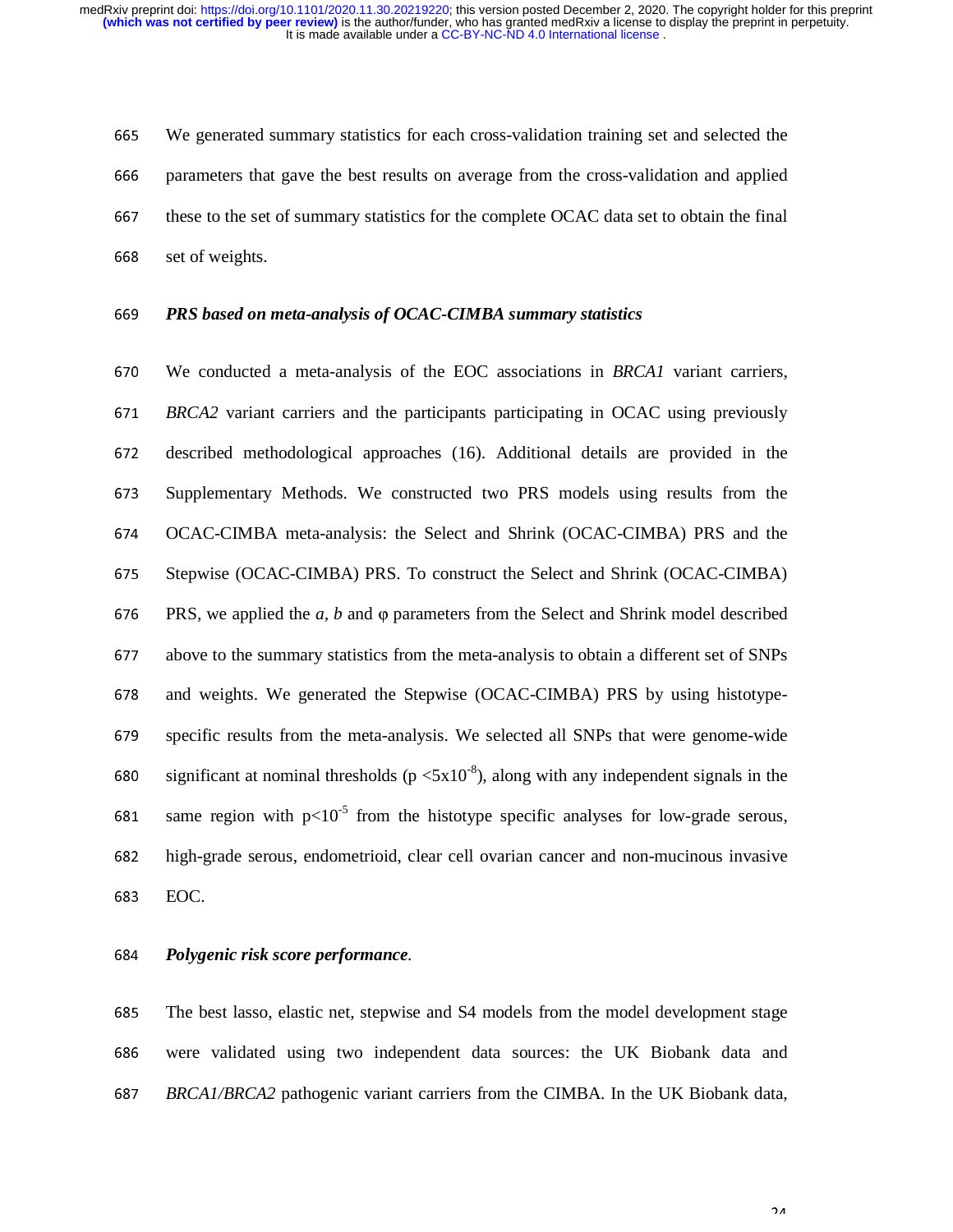We generated summary statistics for each cross-validation training set and selected the parameters that gave the best results on average from the cross-validation and applied these to the set of summary statistics for the complete OCAC data set to obtain the final set of weights.

### *PRS based on meta-analysis of OCAC-CIMBA summary statistics*

We conducted a meta-analysis of the EOC associations in *BRCA1* variant carriers, *BRCA2* variant carriers and the participants participating in OCAC using previously described methodological approaches (16). Additional details are provided in the Supplementary Methods. We constructed two PRS models using results from the OCAC-CIMBA meta-analysis: the Select and Shrink (OCAC-CIMBA) PRS and the Stepwise (OCAC-CIMBA) PRS. To construct the Select and Shrink (OCAC-CIMBA) PRS, we applied the $a$, $b$ and $\varphi$ parameters from the Select and Shrink model described above to the summary statistics from the meta-analysis to obtain a different set of SNPs and weights. We generated the Stepwise (OCAC-CIMBA) PRS by using histotype-specific results from the meta-analysis. We selected all SNPs that were genome-wide significant at nominal thresholds ($p < 5x10^{-8}$), along with any independent signals in the same region with $p<10^{-5}$ from the histotype specific analyses for low-grade serous, high-grade serous, endometrioid, clear cell ovarian cancer and non-mucinous invasive EOC.

### *Polygenic risk score performance.*

The best lasso, elastic net, stepwise and S4 models from the model development stage were validated using two independent data sources: the UK Biobank data and *BRCA1/BRCA2* pathogenic variant carriers from the CIMBA. In the UK Biobank data,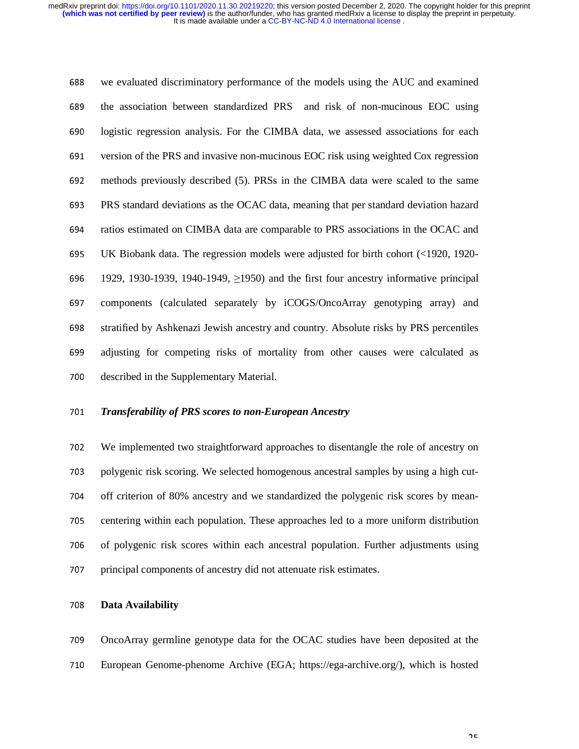we evaluated discriminatory performance of the models using the AUC and examined the association between standardized PRS and risk of non-mucinous EOC using logistic regression analysis. For the CIMBA data, we assessed associations for each version of the PRS and invasive non-mucinous EOC risk using weighted Cox regression methods previously described (5). PRSs in the CIMBA data were scaled to the same PRS standard deviations as the OCAC data, meaning that per standard deviation hazard ratios estimated on CIMBA data are comparable to PRS associations in the OCAC and UK Biobank data. The regression models were adjusted for birth cohort (<1920, 1920-1929, 1930-1939, 1940-1949, ≥1950) and the first four ancestry informative principal components (calculated separately by iCOGS/OncoArray genotyping array) and stratified by Ashkenazi Jewish ancestry and country. Absolute risks by PRS percentiles adjusting for competing risks of mortality from other causes were calculated as described in the Supplementary Material.

***Transferability of PRS scores to non-European Ancestry***

We implemented two straightforward approaches to disentangle the role of ancestry on polygenic risk scoring. We selected homogenous ancestral samples by using a high cut-off criterion of 80% ancestry and we standardized the polygenic risk scores by mean-centering within each population. These approaches led to a more uniform distribution of polygenic risk scores within each ancestral population. Further adjustments using principal components of ancestry did not attenuate risk estimates.

## Data Availability

OncoArray germline genotype data for the OCAC studies have been deposited at the European Genome-phenome Archive (EGA; https://ega-archive.org/), which is hosted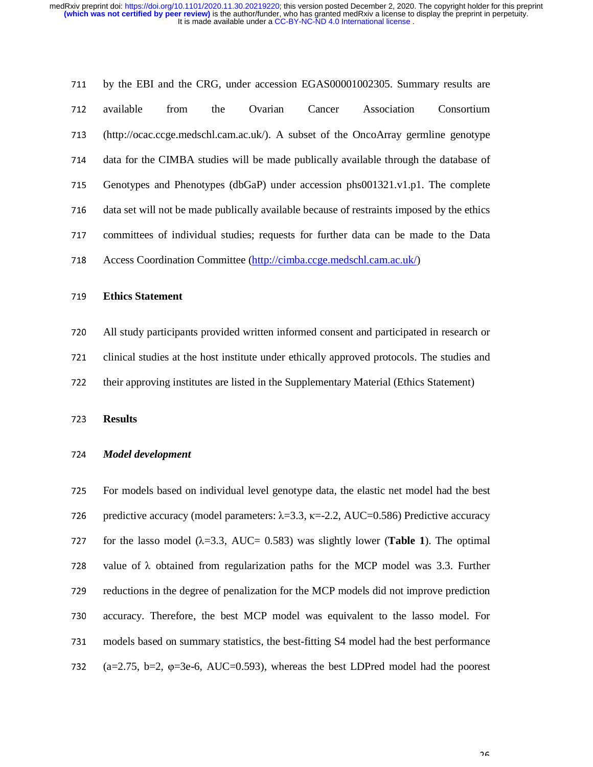by the EBI and the CRG, under accession EGAS00001002305. Summary results are available from the Ovarian Cancer Association Consortium (http://ocac.ccge.medschl.cam.ac.uk/). A subset of the OncoArray germline genotype data for the CIMBA studies will be made publically available through the database of Genotypes and Phenotypes (dbGaP) under accession phs001321.v1.p1. The complete data set will not be made publically available because of restraints imposed by the ethics committees of individual studies; requests for further data can be made to the Data Access Coordination Committee (http://cimba.ccge.medschl.cam.ac.uk/)

## Ethics Statement

All study participants provided written informed consent and participated in research or clinical studies at the host institute under ethically approved protocols. The studies and their approving institutes are listed in the Supplementary Material (Ethics Statement)

## Results

### *Model development*

For models based on individual level genotype data, the elastic net model had the best predictive accuracy (model parameters: $\lambda$=3.3, $\kappa$=-2.2, AUC=0.586) Predictive accuracy for the lasso model ($\lambda$=3.3, AUC= 0.583) was slightly lower (**Table 1**). The optimal value of $\lambda$ obtained from regularization paths for the MCP model was 3.3. Further reductions in the degree of penalization for the MCP models did not improve prediction accuracy. Therefore, the best MCP model was equivalent to the lasso model. For models based on summary statistics, the best-fitting S4 model had the best performance (a=2.75, b=2, $\varphi$=3e-6, AUC=0.593), whereas the best LDPred model had the poorest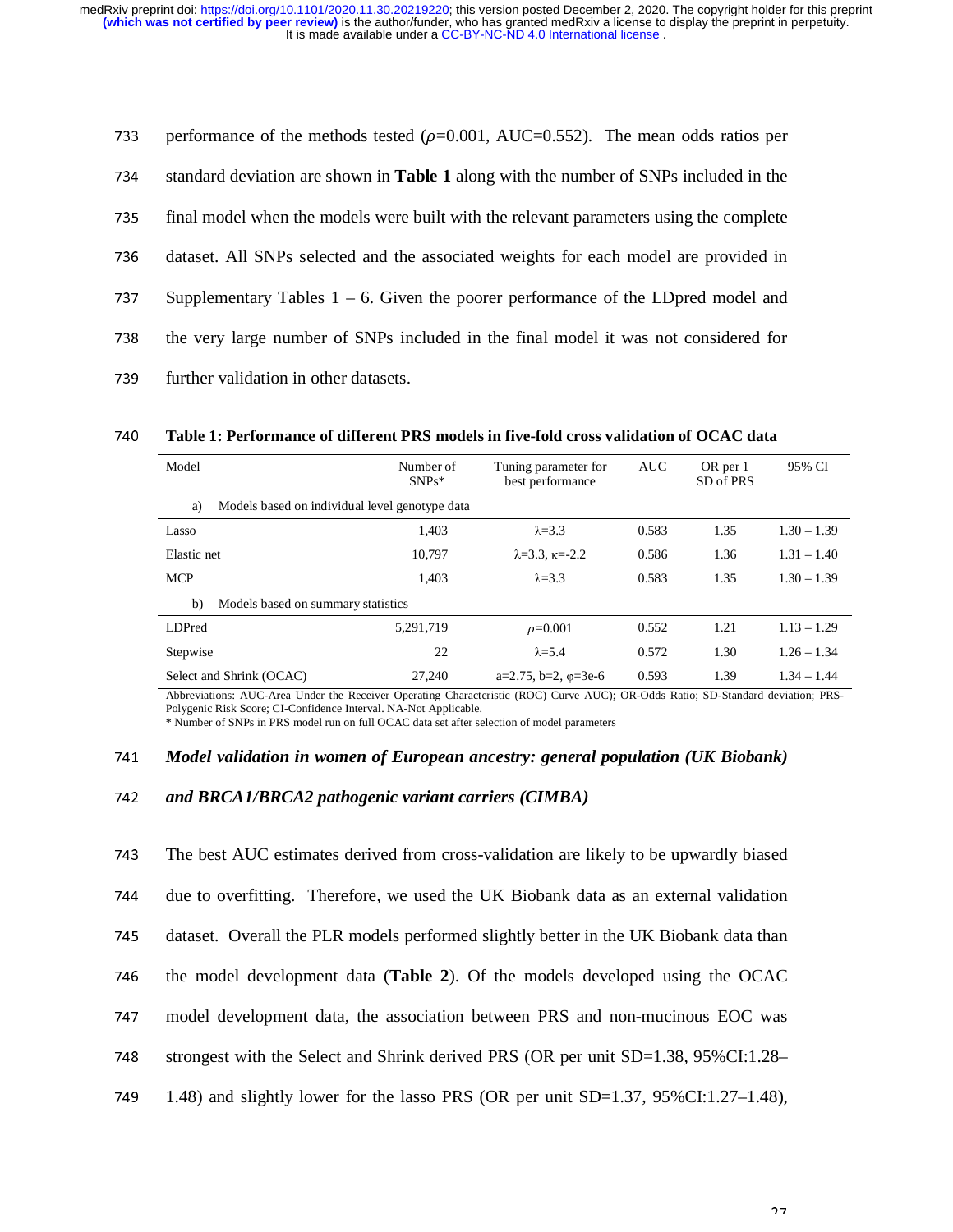performance of the methods tested ($\rho$=0.001, AUC=0.552). The mean odds ratios per standard deviation are shown in **Table 1** along with the number of SNPs included in the final model when the models were built with the relevant parameters using the complete dataset. All SNPs selected and the associated weights for each model are provided in Supplementary Tables 1 – 6. Given the poorer performance of the LDpred model and the very large number of SNPs included in the final model it was not considered for further validation in other datasets.

**Table 1: Performance of different PRS models in five-fold cross validation of OCAC data**

| Model | Number of SNPs* | Tuning parameter for best performance | AUC | OR per 1 SD of PRS | 95% CI |
|---|---|---|---|---|---|
| a) Models based on individual level genotype data | | | | | |
| Lasso | 1,403 | $\lambda$=3.3 | 0.583 | 1.35 | 1.30 – 1.39 |
| Elastic net | 10,797 | $\lambda$=3.3, $\kappa$=-2.2 | 0.586 | 1.36 | 1.31 – 1.40 |
| MCP | 1,403 | $\lambda$=3.3 | 0.583 | 1.35 | 1.30 – 1.39 |
| b) Models based on summary statistics | | | | | |
| LDPred | 5,291,719 | $\rho$=0.001 | 0.552 | 1.21 | 1.13 – 1.29 |
| Stepwise | 22 | $\lambda$=5.4 | 0.572 | 1.30 | 1.26 – 1.34 |
| Select and Shrink (OCAC) | 27,240 | a=2.75, b=2, $\varphi$=3e-6 | 0.593 | 1.39 | 1.34 – 1.44 |

Abbreviations: AUC-Area Under the Receiver Operating Characteristic (ROC) Curve AUC); OR-Odds Ratio; SD-Standard deviation; PRS-Polygenic Risk Score; CI-Confidence Interval. NA-Not Applicable.
* Number of SNPs in PRS model run on full OCAC data set after selection of model parameters

### *Model validation in women of European ancestry: general population (UK Biobank) and BRCA1/BRCA2 pathogenic variant carriers (CIMBA)*

The best AUC estimates derived from cross-validation are likely to be upwardly biased due to overfitting. Therefore, we used the UK Biobank data as an external validation dataset. Overall the PLR models performed slightly better in the UK Biobank data than the model development data (**Table 2**). Of the models developed using the OCAC model development data, the association between PRS and non-mucinous EOC was strongest with the Select and Shrink derived PRS (OR per unit SD=1.38, 95%CI:1.28–1.48) and slightly lower for the lasso PRS (OR per unit SD=1.37, 95%CI:1.27–1.48),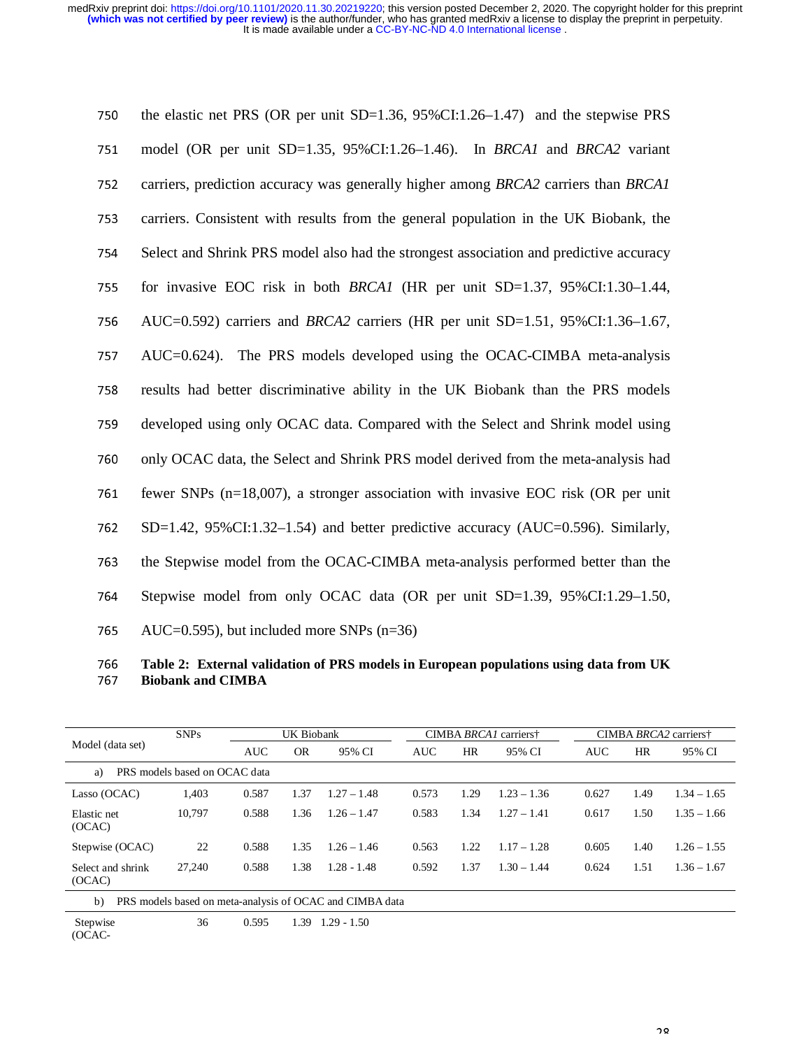the elastic net PRS (OR per unit SD=1.36, 95%CI:1.26–1.47) and the stepwise PRS model (OR per unit SD=1.35, 95%CI:1.26–1.46). In *BRCA1* and *BRCA2* variant carriers, prediction accuracy was generally higher among *BRCA2* carriers than *BRCA1* carriers. Consistent with results from the general population in the UK Biobank, the Select and Shrink PRS model also had the strongest association and predictive accuracy for invasive EOC risk in both *BRCA1* (HR per unit SD=1.37, 95%CI:1.30–1.44, AUC=0.592) carriers and *BRCA2* carriers (HR per unit SD=1.51, 95%CI:1.36–1.67, AUC=0.624). The PRS models developed using the OCAC-CIMBA meta-analysis results had better discriminative ability in the UK Biobank than the PRS models developed using only OCAC data. Compared with the Select and Shrink model using only OCAC data, the Select and Shrink PRS model derived from the meta-analysis had fewer SNPs (n=18,007), a stronger association with invasive EOC risk (OR per unit SD=1.42, 95%CI:1.32–1.54) and better predictive accuracy (AUC=0.596). Similarly, the Stepwise model from the OCAC-CIMBA meta-analysis performed better than the Stepwise model from only OCAC data (OR per unit SD=1.39, 95%CI:1.29–1.50, AUC=0.595), but included more SNPs (n=36)

**Table 2: External validation of PRS models in European populations using data from UK Biobank and CIMBA**

| Model (data set) | SNPs | UK Biobank | | | CIMBA *BRCA1* carriers† | | | CIMBA *BRCA2* carriers† | | |
|---|---|---|---|---|---|---|---|---|---|---|
| | | AUC | OR | 95% CI | AUC | HR | 95% CI | AUC | HR | 95% CI |
| a) PRS models based on OCAC data | | | | | | | | | | |
| Lasso (OCAC) | 1,403 | 0.587 | 1.37 | 1.27 – 1.48 | 0.573 | 1.29 | 1.23 – 1.36 | 0.627 | 1.49 | 1.34 – 1.65 |
| Elastic net (OCAC) | 10,797 | 0.588 | 1.36 | 1.26 – 1.47 | 0.583 | 1.34 | 1.27 – 1.41 | 0.617 | 1.50 | 1.35 – 1.66 |
| Stepwise (OCAC) | 22 | 0.588 | 1.35 | 1.26 – 1.46 | 0.563 | 1.22 | 1.17 – 1.28 | 0.605 | 1.40 | 1.26 – 1.55 |
| Select and shrink (OCAC) | 27,240 | 0.588 | 1.38 | 1.28 - 1.48 | 0.592 | 1.37 | 1.30 – 1.44 | 0.624 | 1.51 | 1.36 – 1.67 |
| b) PRS models based on meta-analysis of OCAC and CIMBA data | | | | | | | | | | |
| Stepwise (OCAC- | 36 | 0.595 | 1.39 | 1.29 - 1.50 | | | | | | |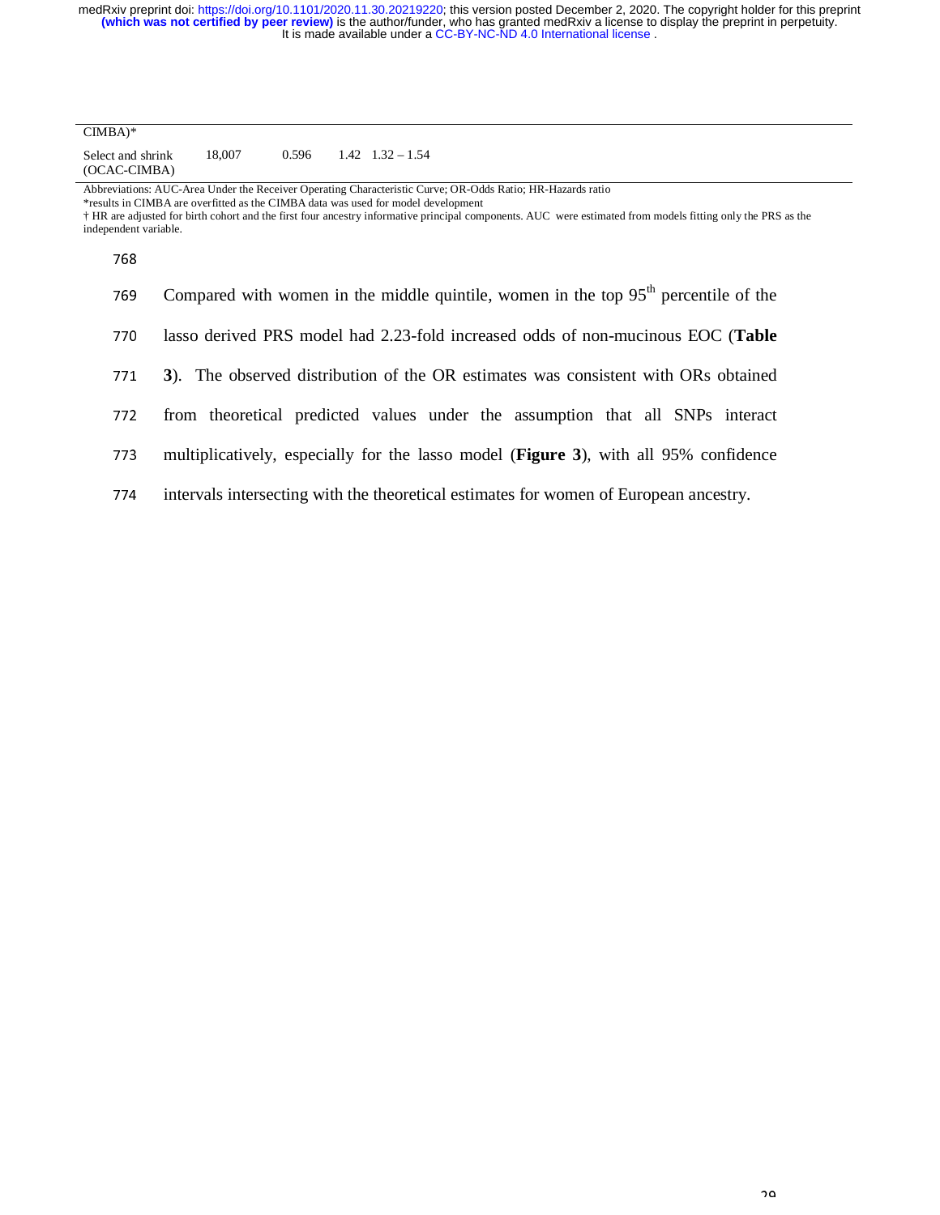| CIMBA)* | | | | |
|---|---|---|---|---|
| Select and shrink (OCAC-CIMBA) | 18,007 | 0.596 | 1.42 | 1.32 – 1.54 |

Abbreviations: AUC-Area Under the Receiver Operating Characteristic Curve; OR-Odds Ratio; HR-Hazards ratio
*results in CIMBA are overfitted as the CIMBA data was used for model development
† HR are adjusted for birth cohort and the first four ancestry informative principal components. AUC were estimated from models fitting only the PRS as the independent variable.

Compared with women in the middle quintile, women in the top 95th percentile of the lasso derived PRS model had 2.23-fold increased odds of non-mucinous EOC (**Table 3**). The observed distribution of the OR estimates was consistent with ORs obtained from theoretical predicted values under the assumption that all SNPs interact multiplicatively, especially for the lasso model (**Figure 3**), with all 95% confidence intervals intersecting with the theoretical estimates for women of European ancestry.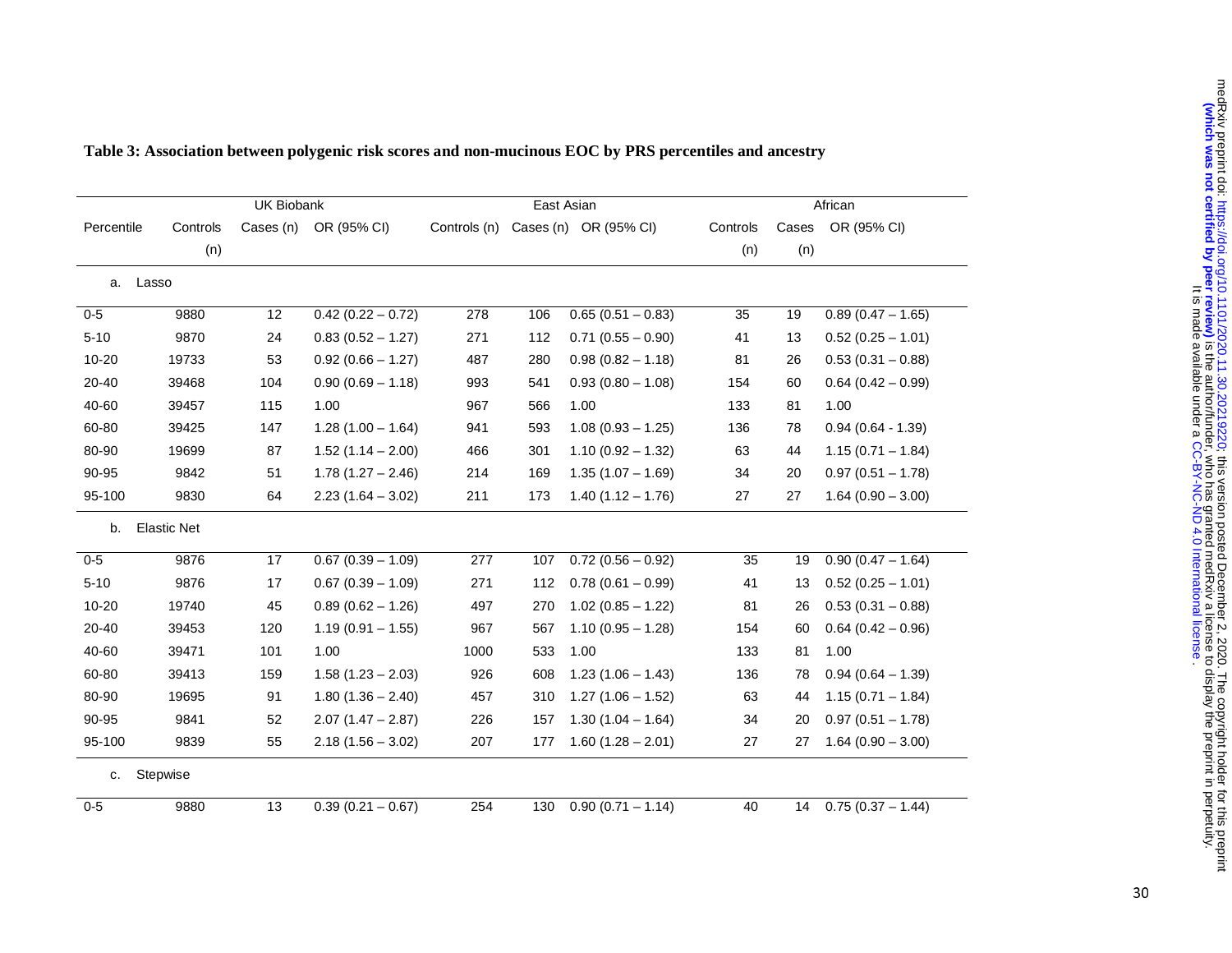**Table 3: Association between polygenic risk scores and non-mucinous EOC by PRS percentiles and ancestry**

| | UK Biobank | | | East Asian | | | African | | |
|---|---|---|---|---|---|---|---|---|---|
| Percentile | Controls (n) | Cases (n) | OR (95% CI) | Controls (n) | Cases (n) | OR (95% CI) | Controls (n) | Cases (n) | OR (95% CI) |
| a. Lasso | | | | | | | | | |
| 0-5 | 9880 | 12 | 0.42 (0.22 – 0.72) | 278 | 106 | 0.65 (0.51 – 0.83) | 35 | 19 | 0.89 (0.47 – 1.65) |
| 5-10 | 9870 | 24 | 0.83 (0.52 – 1.27) | 271 | 112 | 0.71 (0.55 – 0.90) | 41 | 13 | 0.52 (0.25 – 1.01) |
| 10-20 | 19733 | 53 | 0.92 (0.66 – 1.27) | 487 | 280 | 0.98 (0.82 – 1.18) | 81 | 26 | 0.53 (0.31 – 0.88) |
| 20-40 | 39468 | 104 | 0.90 (0.69 – 1.18) | 993 | 541 | 0.93 (0.80 – 1.08) | 154 | 60 | 0.64 (0.42 – 0.99) |
| 40-60 | 39457 | 115 | 1.00 | 967 | 566 | 1.00 | 133 | 81 | 1.00 |
| 60-80 | 39425 | 147 | 1.28 (1.00 – 1.64) | 941 | 593 | 1.08 (0.93 – 1.25) | 136 | 78 | 0.94 (0.64 - 1.39) |
| 80-90 | 19699 | 87 | 1.52 (1.14 – 2.00) | 466 | 301 | 1.10 (0.92 – 1.32) | 63 | 44 | 1.15 (0.71 – 1.84) |
| 90-95 | 9842 | 51 | 1.78 (1.27 – 2.46) | 214 | 169 | 1.35 (1.07 – 1.69) | 34 | 20 | 0.97 (0.51 – 1.78) |
| 95-100 | 9830 | 64 | 2.23 (1.64 – 3.02) | 211 | 173 | 1.40 (1.12 – 1.76) | 27 | 27 | 1.64 (0.90 – 3.00) |
| b. Elastic Net | | | | | | | | | |
| 0-5 | 9876 | 17 | 0.67 (0.39 – 1.09) | 277 | 107 | 0.72 (0.56 – 0.92) | 35 | 19 | 0.90 (0.47 – 1.64) |
| 5-10 | 9876 | 17 | 0.67 (0.39 – 1.09) | 271 | 112 | 0.78 (0.61 – 0.99) | 41 | 13 | 0.52 (0.25 – 1.01) |
| 10-20 | 19740 | 45 | 0.89 (0.62 – 1.26) | 497 | 270 | 1.02 (0.85 – 1.22) | 81 | 26 | 0.53 (0.31 – 0.88) |
| 20-40 | 39453 | 120 | 1.19 (0.91 – 1.55) | 967 | 567 | 1.10 (0.95 – 1.28) | 154 | 60 | 0.64 (0.42 – 0.96) |
| 40-60 | 39471 | 101 | 1.00 | 1000 | 533 | 1.00 | 133 | 81 | 1.00 |
| 60-80 | 39413 | 159 | 1.58 (1.23 – 2.03) | 926 | 608 | 1.23 (1.06 – 1.43) | 136 | 78 | 0.94 (0.64 – 1.39) |
| 80-90 | 19695 | 91 | 1.80 (1.36 – 2.40) | 457 | 310 | 1.27 (1.06 – 1.52) | 63 | 44 | 1.15 (0.71 – 1.84) |
| 90-95 | 9841 | 52 | 2.07 (1.47 – 2.87) | 226 | 157 | 1.30 (1.04 – 1.64) | 34 | 20 | 0.97 (0.51 – 1.78) |
| 95-100 | 9839 | 55 | 2.18 (1.56 – 3.02) | 207 | 177 | 1.60 (1.28 – 2.01) | 27 | 27 | 1.64 (0.90 – 3.00) |
| c. Stepwise | | | | | | | | | |
| 0-5 | 9880 | 13 | 0.39 (0.21 – 0.67) | 254 | 130 | 0.90 (0.71 – 1.14) | 40 | 14 | 0.75 (0.37 – 1.44) |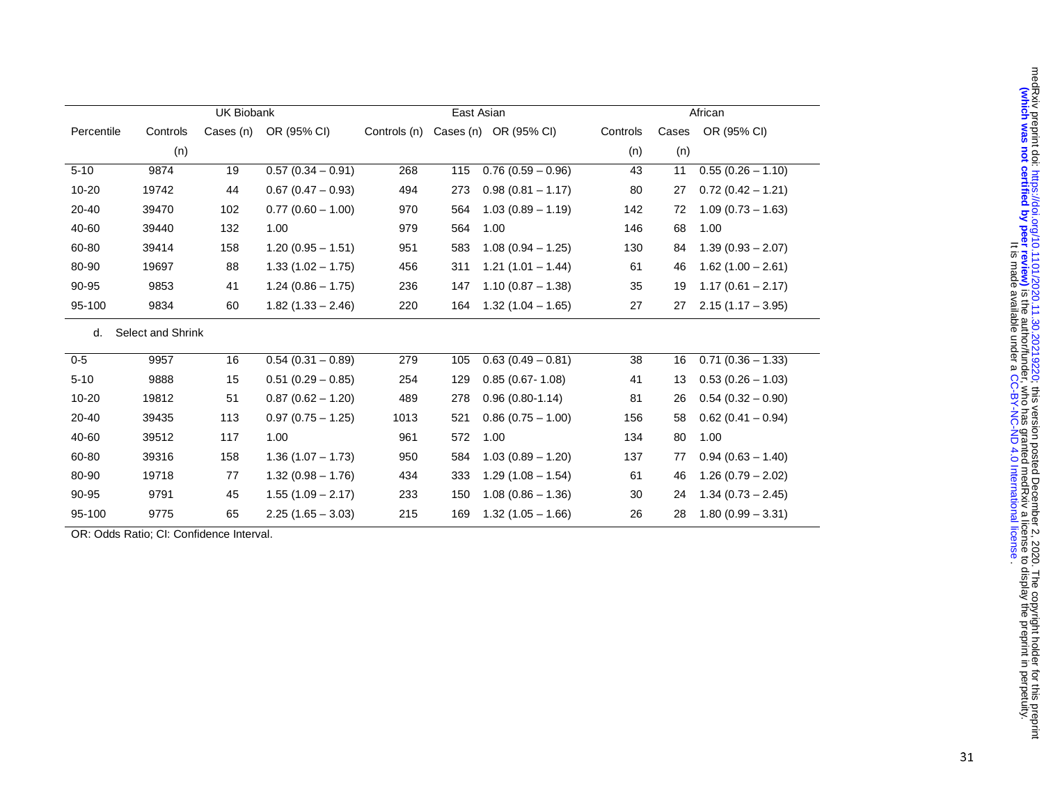| | UK Biobank | | | East Asian | | | African | | |
|---|---|---|---|---|---|---|---|---|---|
| Percentile | Controls (n) | Cases (n) | OR (95% CI) | Controls (n) | Cases (n) | OR (95% CI) | Controls (n) | Cases (n) | OR (95% CI) |
| 5-10 | 9874 | 19 | 0.57 (0.34 – 0.91) | 268 | 115 | 0.76 (0.59 – 0.96) | 43 | 11 | 0.55 (0.26 – 1.10) |
| 10-20 | 19742 | 44 | 0.67 (0.47 – 0.93) | 494 | 273 | 0.98 (0.81 – 1.17) | 80 | 27 | 0.72 (0.42 – 1.21) |
| 20-40 | 39470 | 102 | 0.77 (0.60 – 1.00) | 970 | 564 | 1.03 (0.89 – 1.19) | 142 | 72 | 1.09 (0.73 – 1.63) |
| 40-60 | 39440 | 132 | 1.00 | 979 | 564 | 1.00 | 146 | 68 | 1.00 |
| 60-80 | 39414 | 158 | 1.20 (0.95 – 1.51) | 951 | 583 | 1.08 (0.94 – 1.25) | 130 | 84 | 1.39 (0.93 – 2.07) |
| 80-90 | 19697 | 88 | 1.33 (1.02 – 1.75) | 456 | 311 | 1.21 (1.01 – 1.44) | 61 | 46 | 1.62 (1.00 – 2.61) |
| 90-95 | 9853 | 41 | 1.24 (0.86 – 1.75) | 236 | 147 | 1.10 (0.87 – 1.38) | 35 | 19 | 1.17 (0.61 – 2.17) |
| 95-100 | 9834 | 60 | 1.82 (1.33 – 2.46) | 220 | 164 | 1.32 (1.04 – 1.65) | 27 | 27 | 2.15 (1.17 – 3.95) |

d. Select and Shrink

| Percentile | Controls (n) | Cases (n) | OR (95% CI) | Controls (n) | Cases (n) | OR (95% CI) | Controls (n) | Cases (n) | OR (95% CI) |
|---|---|---|---|---|---|---|---|---|---|
| 0-5 | 9957 | 16 | 0.54 (0.31 – 0.89) | 279 | 105 | 0.63 (0.49 – 0.81) | 38 | 16 | 0.71 (0.36 – 1.33) |
| 5-10 | 9888 | 15 | 0.51 (0.29 – 0.85) | 254 | 129 | 0.85 (0.67- 1.08) | 41 | 13 | 0.53 (0.26 – 1.03) |
| 10-20 | 19812 | 51 | 0.87 (0.62 – 1.20) | 489 | 278 | 0.96 (0.80-1.14) | 81 | 26 | 0.54 (0.32 – 0.90) |
| 20-40 | 39435 | 113 | 0.97 (0.75 – 1.25) | 1013 | 521 | 0.86 (0.75 – 1.00) | 156 | 58 | 0.62 (0.41 – 0.94) |
| 40-60 | 39512 | 117 | 1.00 | 961 | 572 | 1.00 | 134 | 80 | 1.00 |
| 60-80 | 39316 | 158 | 1.36 (1.07 – 1.73) | 950 | 584 | 1.03 (0.89 – 1.20) | 137 | 77 | 0.94 (0.63 – 1.40) |
| 80-90 | 19718 | 77 | 1.32 (0.98 – 1.76) | 434 | 333 | 1.29 (1.08 – 1.54) | 61 | 46 | 1.26 (0.79 – 2.02) |
| 90-95 | 9791 | 45 | 1.55 (1.09 – 2.17) | 233 | 150 | 1.08 (0.86 – 1.36) | 30 | 24 | 1.34 (0.73 – 2.45) |
| 95-100 | 9775 | 65 | 2.25 (1.65 – 3.03) | 215 | 169 | 1.32 (1.05 – 1.66) | 26 | 28 | 1.80 (0.99 – 3.31) |

OR: Odds Ratio; CI: Confidence Interval.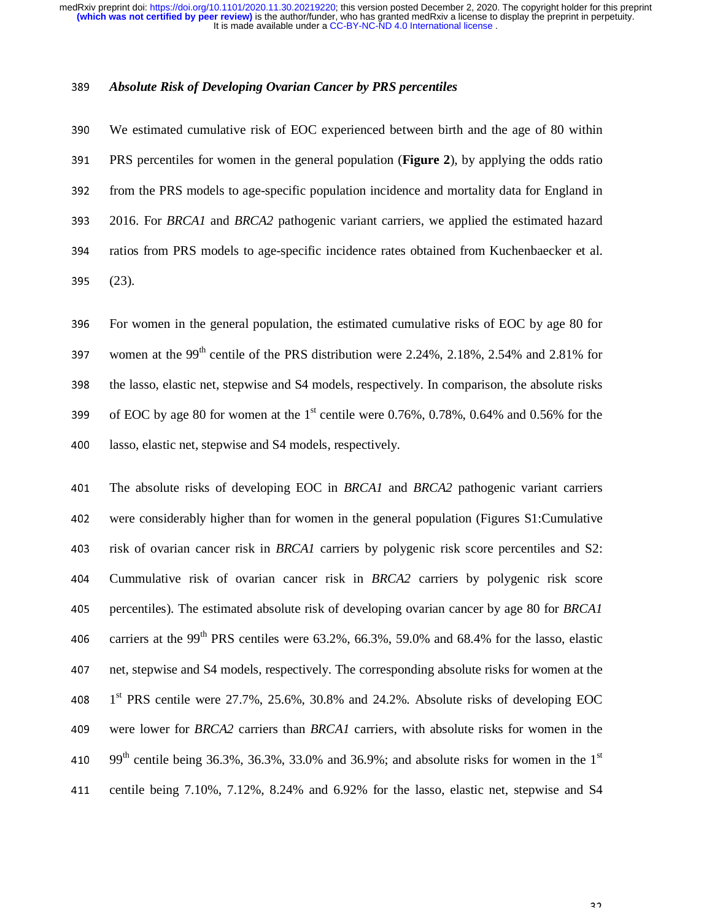### *Absolute Risk of Developing Ovarian Cancer by PRS percentiles*

We estimated cumulative risk of EOC experienced between birth and the age of 80 within PRS percentiles for women in the general population (**Figure 2**), by applying the odds ratio from the PRS models to age-specific population incidence and mortality data for England in 2016. For *BRCA1* and *BRCA2* pathogenic variant carriers, we applied the estimated hazard ratios from PRS models to age-specific incidence rates obtained from Kuchenbaecker et al. (23).

For women in the general population, the estimated cumulative risks of EOC by age 80 for women at the 99th centile of the PRS distribution were 2.24%, 2.18%, 2.54% and 2.81% for the lasso, elastic net, stepwise and S4 models, respectively. In comparison, the absolute risks of EOC by age 80 for women at the 1st centile were 0.76%, 0.78%, 0.64% and 0.56% for the lasso, elastic net, stepwise and S4 models, respectively.

The absolute risks of developing EOC in *BRCA1* and *BRCA2* pathogenic variant carriers were considerably higher than for women in the general population (Figures S1:Cumulative risk of ovarian cancer risk in *BRCA1* carriers by polygenic risk score percentiles and S2: Cummulative risk of ovarian cancer risk in *BRCA2* carriers by polygenic risk score percentiles). The estimated absolute risk of developing ovarian cancer by age 80 for *BRCA1* carriers at the 99th PRS centiles were 63.2%, 66.3%, 59.0% and 68.4% for the lasso, elastic net, stepwise and S4 models, respectively. The corresponding absolute risks for women at the 1st PRS centile were 27.7%, 25.6%, 30.8% and 24.2%. Absolute risks of developing EOC were lower for *BRCA2* carriers than *BRCA1* carriers, with absolute risks for women in the 99th centile being 36.3%, 36.3%, 33.0% and 36.9%; and absolute risks for women in the 1st centile being 7.10%, 7.12%, 8.24% and 6.92% for the lasso, elastic net, stepwise and S4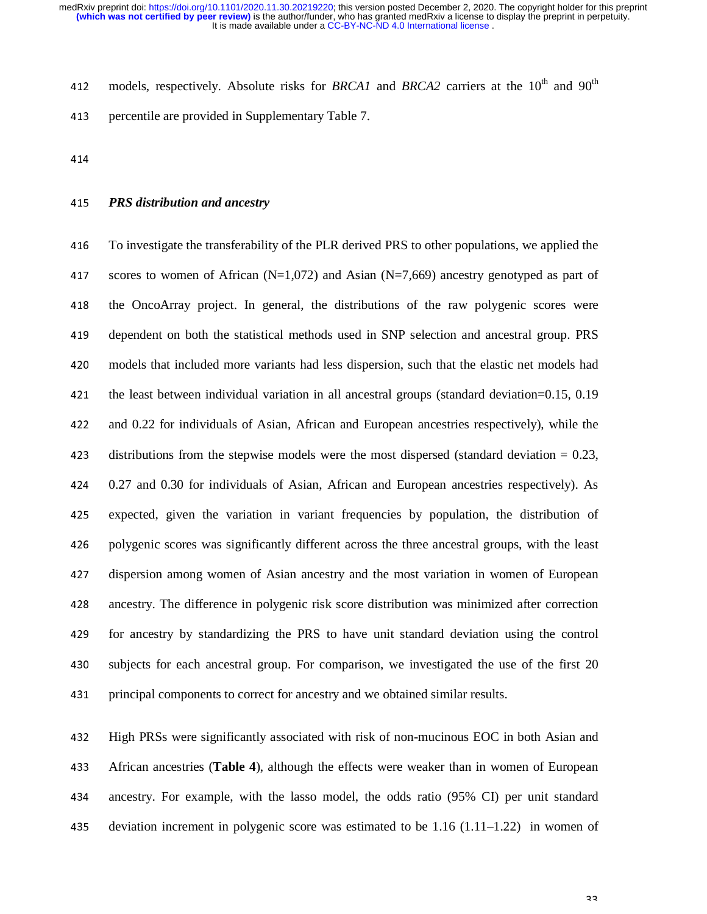models, respectively. Absolute risks for *BRCA1* and *BRCA2* carriers at the 10th and 90th percentile are provided in Supplementary Table 7.

### *PRS distribution and ancestry*

To investigate the transferability of the PLR derived PRS to other populations, we applied the scores to women of African (N=1,072) and Asian (N=7,669) ancestry genotyped as part of the OncoArray project. In general, the distributions of the raw polygenic scores were dependent on both the statistical methods used in SNP selection and ancestral group. PRS models that included more variants had less dispersion, such that the elastic net models had the least between individual variation in all ancestral groups (standard deviation=0.15, 0.19 and 0.22 for individuals of Asian, African and European ancestries respectively), while the distributions from the stepwise models were the most dispersed (standard deviation = 0.23, 0.27 and 0.30 for individuals of Asian, African and European ancestries respectively). As expected, given the variation in variant frequencies by population, the distribution of polygenic scores was significantly different across the three ancestral groups, with the least dispersion among women of Asian ancestry and the most variation in women of European ancestry. The difference in polygenic risk score distribution was minimized after correction for ancestry by standardizing the PRS to have unit standard deviation using the control subjects for each ancestral group. For comparison, we investigated the use of the first 20 principal components to correct for ancestry and we obtained similar results.

High PRSs were significantly associated with risk of non-mucinous EOC in both Asian and African ancestries (**Table 4**), although the effects were weaker than in women of European ancestry. For example, with the lasso model, the odds ratio (95% CI) per unit standard deviation increment in polygenic score was estimated to be 1.16 (1.11–1.22) in women of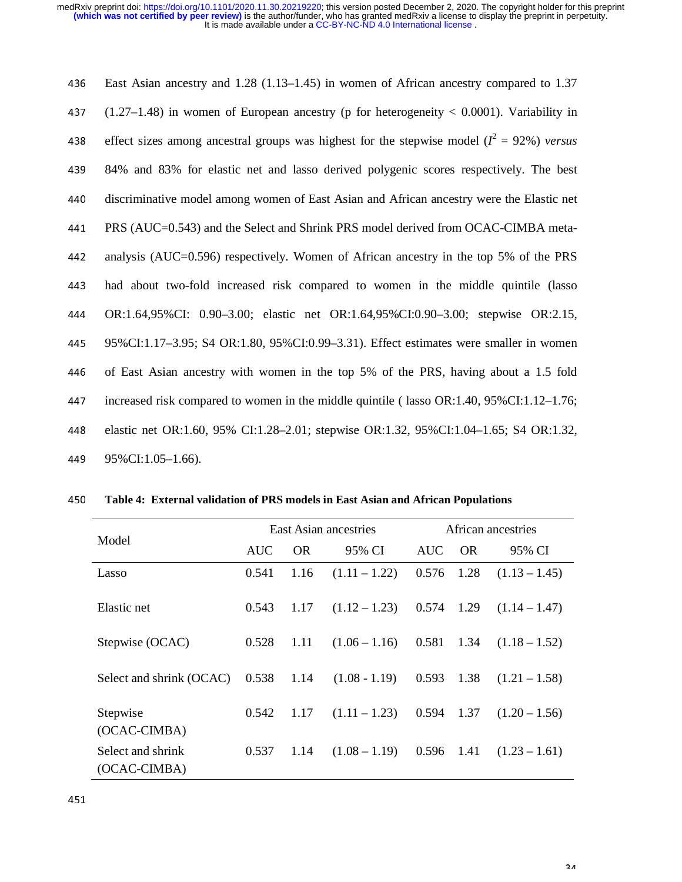East Asian ancestry and 1.28 (1.13–1.45) in women of African ancestry compared to 1.37 (1.27–1.48) in women of European ancestry (p for heterogeneity < 0.0001). Variability in effect sizes among ancestral groups was highest for the stepwise model ($I^2$ = 92%) *versus* 84% and 83% for elastic net and lasso derived polygenic scores respectively. The best discriminative model among women of East Asian and African ancestry were the Elastic net PRS (AUC=0.543) and the Select and Shrink PRS model derived from OCAC-CIMBA meta-analysis (AUC=0.596) respectively. Women of African ancestry in the top 5% of the PRS had about two-fold increased risk compared to women in the middle quintile (lasso OR:1.64,95%CI: 0.90–3.00; elastic net OR:1.64,95%CI:0.90–3.00; stepwise OR:2.15, 95%CI:1.17–3.95; S4 OR:1.80, 95%CI:0.99–3.31). Effect estimates were smaller in women of East Asian ancestry with women in the top 5% of the PRS, having about a 1.5 fold increased risk compared to women in the middle quintile ( lasso OR:1.40, 95%CI:1.12–1.76; elastic net OR:1.60, 95% CI:1.28–2.01; stepwise OR:1.32, 95%CI:1.04–1.65; S4 OR:1.32, 95%CI:1.05–1.66).

**Table 4: External validation of PRS models in East Asian and African Populations**

| Model | East Asian ancestries | | | African ancestries | | |
|---|---|---|---|---|---|---|
| | AUC | OR | 95% CI | AUC | OR | 95% CI |
| Lasso | 0.541 | 1.16 | (1.11 – 1.22) | 0.576 | 1.28 | (1.13 – 1.45) |
| Elastic net | 0.543 | 1.17 | (1.12 – 1.23) | 0.574 | 1.29 | (1.14 – 1.47) |
| Stepwise (OCAC) | 0.528 | 1.11 | (1.06 – 1.16) | 0.581 | 1.34 | (1.18 – 1.52) |
| Select and shrink (OCAC) | 0.538 | 1.14 | (1.08 - 1.19) | 0.593 | 1.38 | (1.21 – 1.58) |
| Stepwise (OCAC-CIMBA) | 0.542 | 1.17 | (1.11 – 1.23) | 0.594 | 1.37 | (1.20 – 1.56) |
| Select and shrink (OCAC-CIMBA) | 0.537 | 1.14 | (1.08 – 1.19) | 0.596 | 1.41 | (1.23 – 1.61) |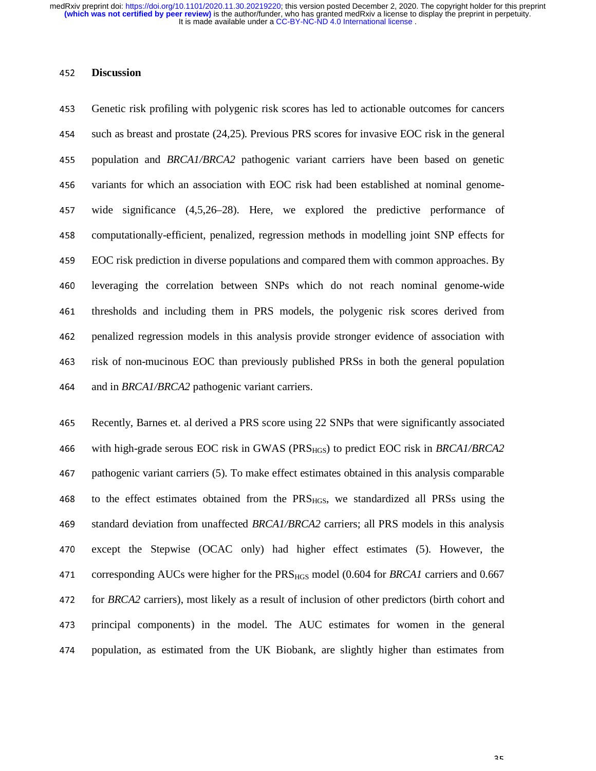## Discussion

Genetic risk profiling with polygenic risk scores has led to actionable outcomes for cancers such as breast and prostate (24,25). Previous PRS scores for invasive EOC risk in the general population and *BRCA1/BRCA2* pathogenic variant carriers have been based on genetic variants for which an association with EOC risk had been established at nominal genome-wide significance (4,5,26–28). Here, we explored the predictive performance of computationally-efficient, penalized, regression methods in modelling joint SNP effects for EOC risk prediction in diverse populations and compared them with common approaches. By leveraging the correlation between SNPs which do not reach nominal genome-wide thresholds and including them in PRS models, the polygenic risk scores derived from penalized regression models in this analysis provide stronger evidence of association with risk of non-mucinous EOC than previously published PRSs in both the general population and in *BRCA1/BRCA2* pathogenic variant carriers.

Recently, Barnes et. al derived a PRS score using 22 SNPs that were significantly associated with high-grade serous EOC risk in GWAS ($PRS_{HGS}$) to predict EOC risk in *BRCA1/BRCA2* pathogenic variant carriers (5). To make effect estimates obtained in this analysis comparable to the effect estimates obtained from the $PRS_{HGS}$, we standardized all PRSs using the standard deviation from unaffected *BRCA1/BRCA2* carriers; all PRS models in this analysis except the Stepwise (OCAC only) had higher effect estimates (5). However, the corresponding AUCs were higher for the $PRS_{HGS}$ model (0.604 for *BRCA1* carriers and 0.667 for *BRCA2* carriers), most likely as a result of inclusion of other predictors (birth cohort and principal components) in the model. The AUC estimates for women in the general population, as estimated from the UK Biobank, are slightly higher than estimates from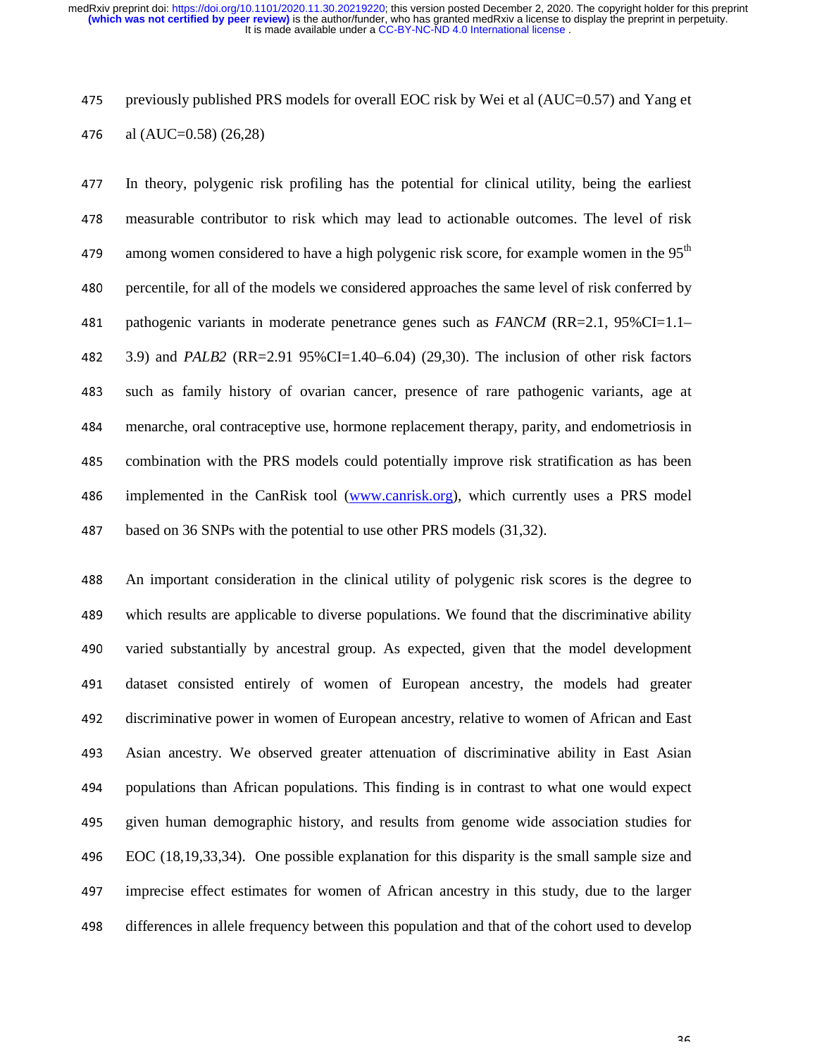previously published PRS models for overall EOC risk by Wei et al (AUC=0.57) and Yang et al (AUC=0.58) (26,28)

In theory, polygenic risk profiling has the potential for clinical utility, being the earliest measurable contributor to risk which may lead to actionable outcomes. The level of risk among women considered to have a high polygenic risk score, for example women in the 95$^{th}$ percentile, for all of the models we considered approaches the same level of risk conferred by pathogenic variants in moderate penetrance genes such as *FANCM* (RR=2.1, 95%CI=1.1–3.9) and *PALB2* (RR=2.91 95%CI=1.40–6.04) (29,30). The inclusion of other risk factors such as family history of ovarian cancer, presence of rare pathogenic variants, age at menarche, oral contraceptive use, hormone replacement therapy, parity, and endometriosis in combination with the PRS models could potentially improve risk stratification as has been implemented in the CanRisk tool (www.canrisk.org), which currently uses a PRS model based on 36 SNPs with the potential to use other PRS models (31,32).

An important consideration in the clinical utility of polygenic risk scores is the degree to which results are applicable to diverse populations. We found that the discriminative ability varied substantially by ancestral group. As expected, given that the model development dataset consisted entirely of women of European ancestry, the models had greater discriminative power in women of European ancestry, relative to women of African and East Asian ancestry. We observed greater attenuation of discriminative ability in East Asian populations than African populations. This finding is in contrast to what one would expect given human demographic history, and results from genome wide association studies for EOC (18,19,33,34). One possible explanation for this disparity is the small sample size and imprecise effect estimates for women of African ancestry in this study, due to the larger differences in allele frequency between this population and that of the cohort used to develop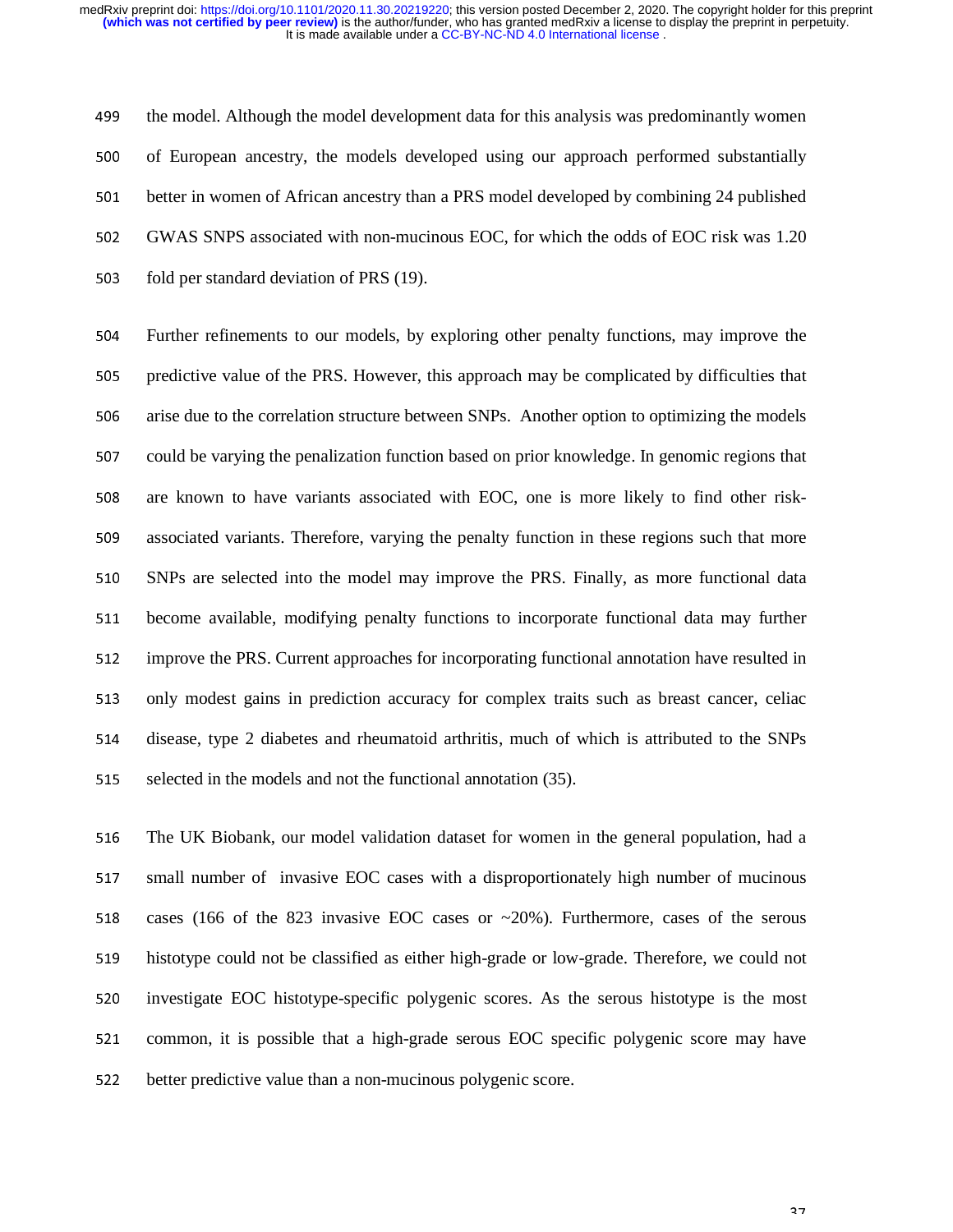the model. Although the model development data for this analysis was predominantly women of European ancestry, the models developed using our approach performed substantially better in women of African ancestry than a PRS model developed by combining 24 published GWAS SNPS associated with non-mucinous EOC, for which the odds of EOC risk was 1.20 fold per standard deviation of PRS (19).

Further refinements to our models, by exploring other penalty functions, may improve the predictive value of the PRS. However, this approach may be complicated by difficulties that arise due to the correlation structure between SNPs. Another option to optimizing the models could be varying the penalization function based on prior knowledge. In genomic regions that are known to have variants associated with EOC, one is more likely to find other risk-associated variants. Therefore, varying the penalty function in these regions such that more SNPs are selected into the model may improve the PRS. Finally, as more functional data become available, modifying penalty functions to incorporate functional data may further improve the PRS. Current approaches for incorporating functional annotation have resulted in only modest gains in prediction accuracy for complex traits such as breast cancer, celiac disease, type 2 diabetes and rheumatoid arthritis, much of which is attributed to the SNPs selected in the models and not the functional annotation (35).

The UK Biobank, our model validation dataset for women in the general population, had a small number of invasive EOC cases with a disproportionately high number of mucinous cases (166 of the 823 invasive EOC cases or ~20%). Furthermore, cases of the serous histotype could not be classified as either high-grade or low-grade. Therefore, we could not investigate EOC histotype-specific polygenic scores. As the serous histotype is the most common, it is possible that a high-grade serous EOC specific polygenic score may have better predictive value than a non-mucinous polygenic score.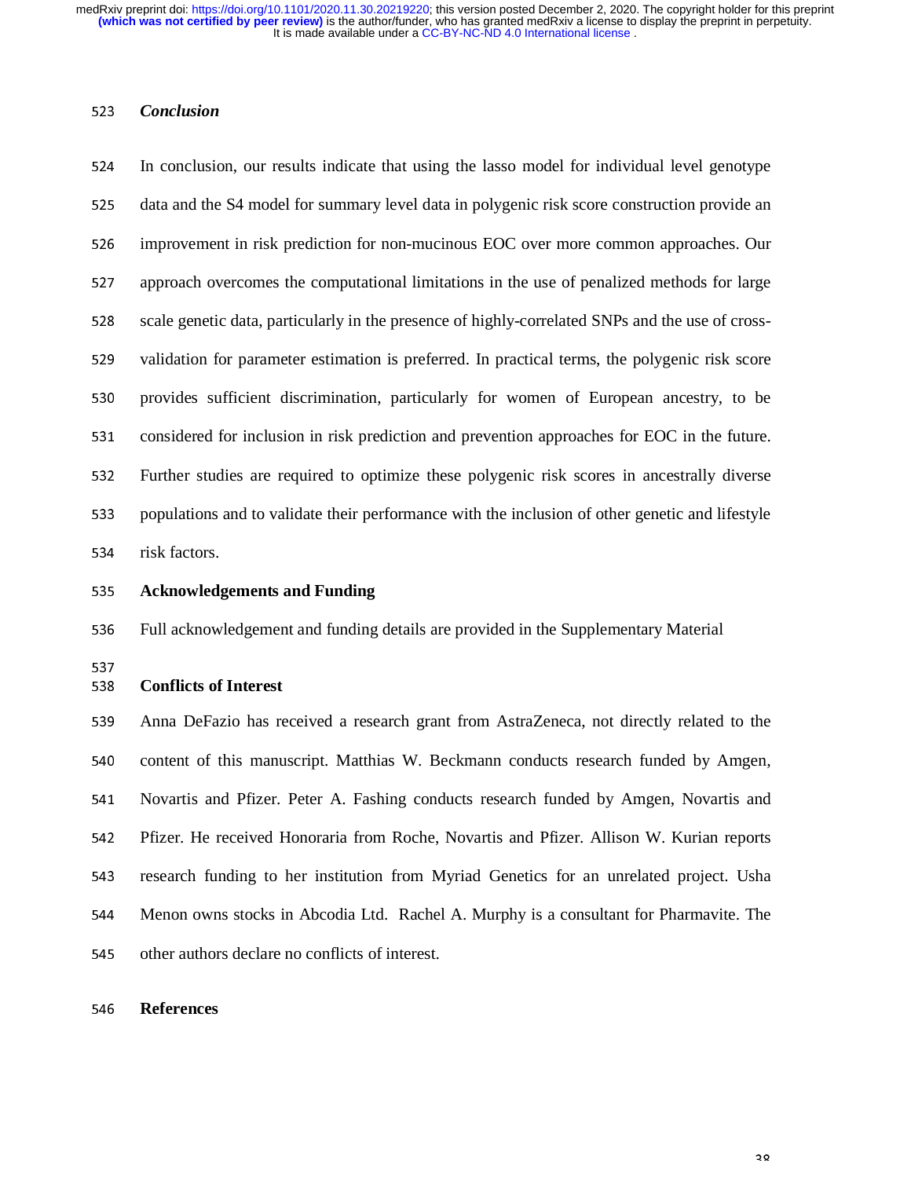### *Conclusion*

In conclusion, our results indicate that using the lasso model for individual level genotype data and the S4 model for summary level data in polygenic risk score construction provide an improvement in risk prediction for non-mucinous EOC over more common approaches. Our approach overcomes the computational limitations in the use of penalized methods for large scale genetic data, particularly in the presence of highly-correlated SNPs and the use of cross-validation for parameter estimation is preferred. In practical terms, the polygenic risk score provides sufficient discrimination, particularly for women of European ancestry, to be considered for inclusion in risk prediction and prevention approaches for EOC in the future. Further studies are required to optimize these polygenic risk scores in ancestrally diverse populations and to validate their performance with the inclusion of other genetic and lifestyle risk factors.

## Acknowledgements and Funding

Full acknowledgement and funding details are provided in the Supplementary Material

## Conflicts of Interest

Anna DeFazio has received a research grant from AstraZeneca, not directly related to the content of this manuscript. Matthias W. Beckmann conducts research funded by Amgen, Novartis and Pfizer. Peter A. Fashing conducts research funded by Amgen, Novartis and Pfizer. He received Honoraria from Roche, Novartis and Pfizer. Allison W. Kurian reports research funding to her institution from Myriad Genetics for an unrelated project. Usha Menon owns stocks in Abcodia Ltd. Rachel A. Murphy is a consultant for Pharmavite. The other authors declare no conflicts of interest.

## References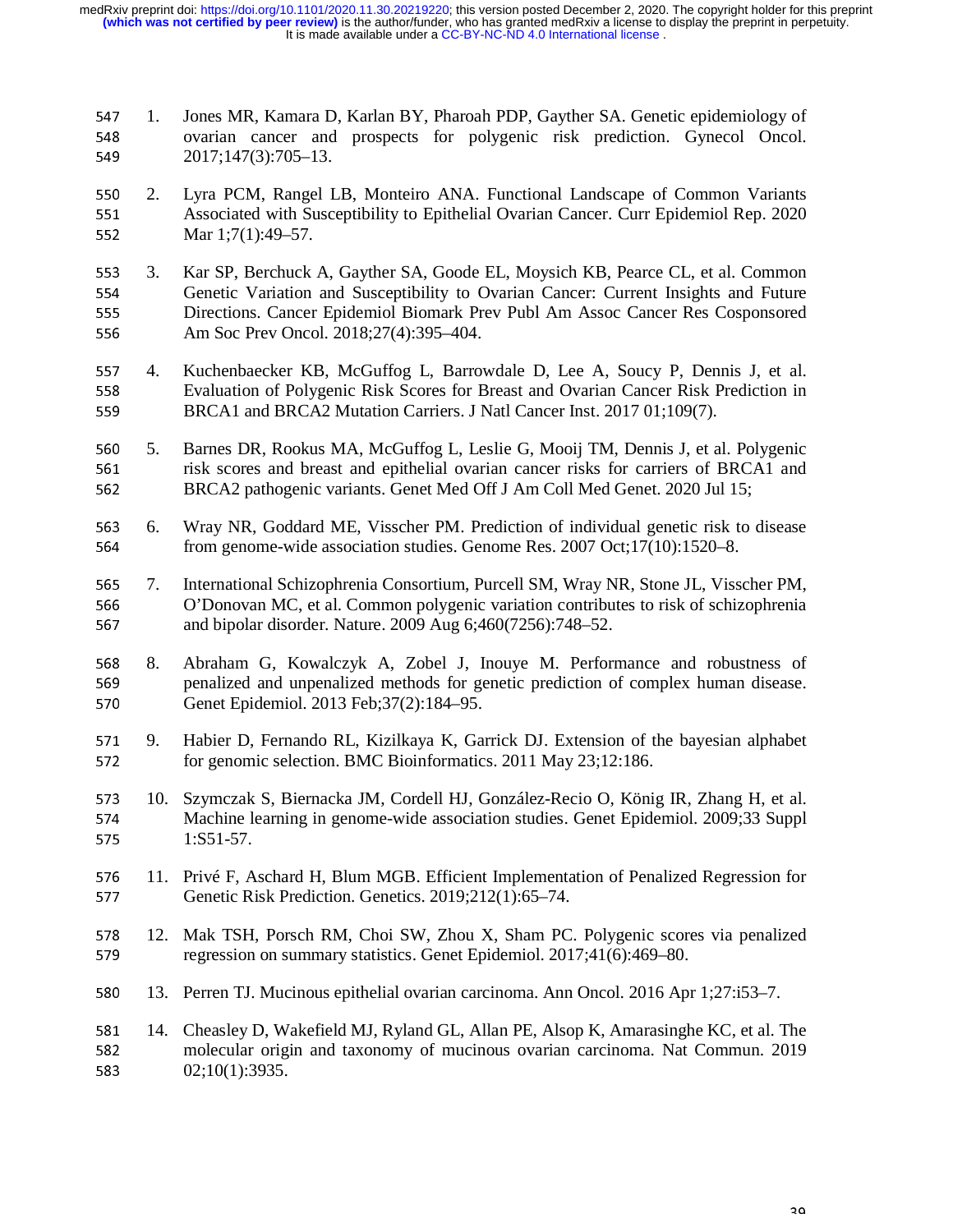1. Jones MR, Kamara D, Karlan BY, Pharoah PDP, Gayther SA. Genetic epidemiology of ovarian cancer and prospects for polygenic risk prediction. Gynecol Oncol. 2017;147(3):705–13.

2. Lyra PCM, Rangel LB, Monteiro ANA. Functional Landscape of Common Variants Associated with Susceptibility to Epithelial Ovarian Cancer. Curr Epidemiol Rep. 2020 Mar 1;7(1):49–57.

3. Kar SP, Berchuck A, Gayther SA, Goode EL, Moysich KB, Pearce CL, et al. Common Genetic Variation and Susceptibility to Ovarian Cancer: Current Insights and Future Directions. Cancer Epidemiol Biomark Prev Publ Am Assoc Cancer Res Cosponsored Am Soc Prev Oncol. 2018;27(4):395–404.

4. Kuchenbaecker KB, McGuffog L, Barrowdale D, Lee A, Soucy P, Dennis J, et al. Evaluation of Polygenic Risk Scores for Breast and Ovarian Cancer Risk Prediction in BRCA1 and BRCA2 Mutation Carriers. J Natl Cancer Inst. 2017 01;109(7).

5. Barnes DR, Rookus MA, McGuffog L, Leslie G, Mooij TM, Dennis J, et al. Polygenic risk scores and breast and epithelial ovarian cancer risks for carriers of BRCA1 and BRCA2 pathogenic variants. Genet Med Off J Am Coll Med Genet. 2020 Jul 15;

6. Wray NR, Goddard ME, Visscher PM. Prediction of individual genetic risk to disease from genome-wide association studies. Genome Res. 2007 Oct;17(10):1520–8.

7. International Schizophrenia Consortium, Purcell SM, Wray NR, Stone JL, Visscher PM, O'Donovan MC, et al. Common polygenic variation contributes to risk of schizophrenia and bipolar disorder. Nature. 2009 Aug 6;460(7256):748–52.

8. Abraham G, Kowalczyk A, Zobel J, Inouye M. Performance and robustness of penalized and unpenalized methods for genetic prediction of complex human disease. Genet Epidemiol. 2013 Feb;37(2):184–95.

9. Habier D, Fernando RL, Kizilkaya K, Garrick DJ. Extension of the bayesian alphabet for genomic selection. BMC Bioinformatics. 2011 May 23;12:186.

10. Szymczak S, Biernacka JM, Cordell HJ, González-Recio O, König IR, Zhang H, et al. Machine learning in genome-wide association studies. Genet Epidemiol. 2009;33 Suppl 1:S51-57.

11. Privé F, Aschard H, Blum MGB. Efficient Implementation of Penalized Regression for Genetic Risk Prediction. Genetics. 2019;212(1):65–74.

12. Mak TSH, Porsch RM, Choi SW, Zhou X, Sham PC. Polygenic scores via penalized regression on summary statistics. Genet Epidemiol. 2017;41(6):469–80.

13. Perren TJ. Mucinous epithelial ovarian carcinoma. Ann Oncol. 2016 Apr 1;27:i53–7.

14. Cheasley D, Wakefield MJ, Ryland GL, Allan PE, Alsop K, Amarasinghe KC, et al. The molecular origin and taxonomy of mucinous ovarian carcinoma. Nat Commun. 2019 02;10(1):3935.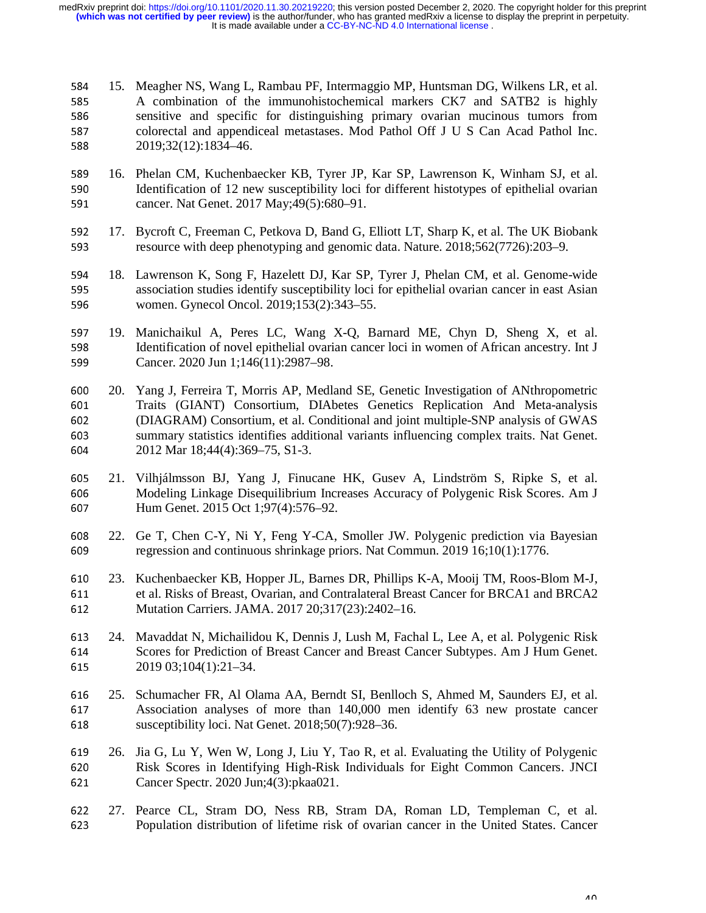15. Meagher NS, Wang L, Rambau PF, Intermaggio MP, Huntsman DG, Wilkens LR, et al. A combination of the immunohistochemical markers CK7 and SATB2 is highly sensitive and specific for distinguishing primary ovarian mucinous tumors from colorectal and appendiceal metastases. Mod Pathol Off J U S Can Acad Pathol Inc. 2019;32(12):1834–46.
16. Phelan CM, Kuchenbaecker KB, Tyrer JP, Kar SP, Lawrenson K, Winham SJ, et al. Identification of 12 new susceptibility loci for different histotypes of epithelial ovarian cancer. Nat Genet. 2017 May;49(5):680–91.
17. Bycroft C, Freeman C, Petkova D, Band G, Elliott LT, Sharp K, et al. The UK Biobank resource with deep phenotyping and genomic data. Nature. 2018;562(7726):203–9.
18. Lawrenson K, Song F, Hazelett DJ, Kar SP, Tyrer J, Phelan CM, et al. Genome-wide association studies identify susceptibility loci for epithelial ovarian cancer in east Asian women. Gynecol Oncol. 2019;153(2):343–55.
19. Manichaikul A, Peres LC, Wang X-Q, Barnard ME, Chyn D, Sheng X, et al. Identification of novel epithelial ovarian cancer loci in women of African ancestry. Int J Cancer. 2020 Jun 1;146(11):2987–98.
20. Yang J, Ferreira T, Morris AP, Medland SE, Genetic Investigation of ANthropometric Traits (GIANT) Consortium, DIAbetes Genetics Replication And Meta-analysis (DIAGRAM) Consortium, et al. Conditional and joint multiple-SNP analysis of GWAS summary statistics identifies additional variants influencing complex traits. Nat Genet. 2012 Mar 18;44(4):369–75, S1-3.
21. Vilhjálmsson BJ, Yang J, Finucane HK, Gusev A, Lindström S, Ripke S, et al. Modeling Linkage Disequilibrium Increases Accuracy of Polygenic Risk Scores. Am J Hum Genet. 2015 Oct 1;97(4):576–92.
22. Ge T, Chen C-Y, Ni Y, Feng Y-CA, Smoller JW. Polygenic prediction via Bayesian regression and continuous shrinkage priors. Nat Commun. 2019 16;10(1):1776.
23. Kuchenbaecker KB, Hopper JL, Barnes DR, Phillips K-A, Mooij TM, Roos-Blom M-J, et al. Risks of Breast, Ovarian, and Contralateral Breast Cancer for BRCA1 and BRCA2 Mutation Carriers. JAMA. 2017 20;317(23):2402–16.
24. Mavaddat N, Michailidou K, Dennis J, Lush M, Fachal L, Lee A, et al. Polygenic Risk Scores for Prediction of Breast Cancer and Breast Cancer Subtypes. Am J Hum Genet. 2019 03;104(1):21–34.
25. Schumacher FR, Al Olama AA, Berndt SI, Benlloch S, Ahmed M, Saunders EJ, et al. Association analyses of more than 140,000 men identify 63 new prostate cancer susceptibility loci. Nat Genet. 2018;50(7):928–36.
26. Jia G, Lu Y, Wen W, Long J, Liu Y, Tao R, et al. Evaluating the Utility of Polygenic Risk Scores in Identifying High-Risk Individuals for Eight Common Cancers. JNCI Cancer Spectr. 2020 Jun;4(3):pkaa021.
27. Pearce CL, Stram DO, Ness RB, Stram DA, Roman LD, Templeman C, et al. Population distribution of lifetime risk of ovarian cancer in the United States. Cancer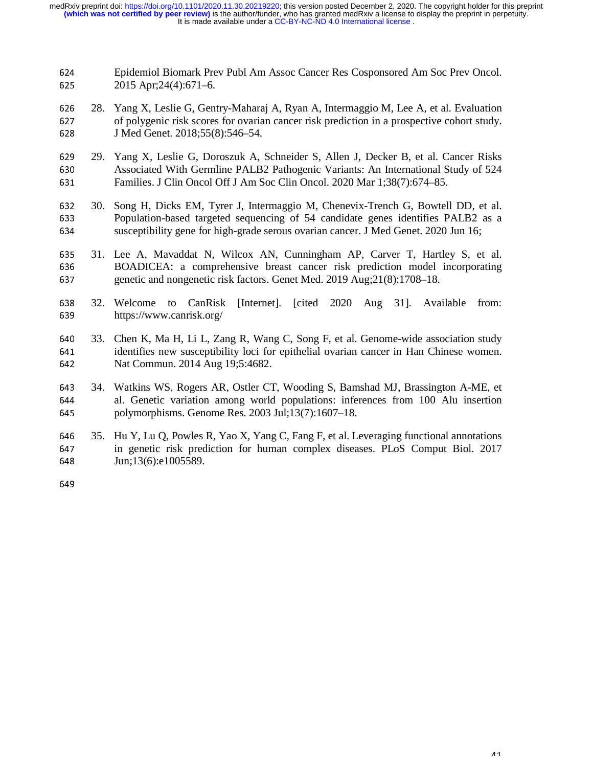Epidemiol Biomark Prev Publ Am Assoc Cancer Res Cosponsored Am Soc Prev Oncol. 2015 Apr;24(4):671–6.

28. Yang X, Leslie G, Gentry-Maharaj A, Ryan A, Intermaggio M, Lee A, et al. Evaluation of polygenic risk scores for ovarian cancer risk prediction in a prospective cohort study. J Med Genet. 2018;55(8):546–54.

29. Yang X, Leslie G, Doroszuk A, Schneider S, Allen J, Decker B, et al. Cancer Risks Associated With Germline PALB2 Pathogenic Variants: An International Study of 524 Families. J Clin Oncol Off J Am Soc Clin Oncol. 2020 Mar 1;38(7):674–85.

30. Song H, Dicks EM, Tyrer J, Intermaggio M, Chenevix-Trench G, Bowtell DD, et al. Population-based targeted sequencing of 54 candidate genes identifies PALB2 as a susceptibility gene for high-grade serous ovarian cancer. J Med Genet. 2020 Jun 16;

31. Lee A, Mavaddat N, Wilcox AN, Cunningham AP, Carver T, Hartley S, et al. BOADICEA: a comprehensive breast cancer risk prediction model incorporating genetic and nongenetic risk factors. Genet Med. 2019 Aug;21(8):1708–18.

32. Welcome to CanRisk [Internet]. [cited 2020 Aug 31]. Available from: https://www.canrisk.org/

33. Chen K, Ma H, Li L, Zang R, Wang C, Song F, et al. Genome-wide association study identifies new susceptibility loci for epithelial ovarian cancer in Han Chinese women. Nat Commun. 2014 Aug 19;5:4682.

34. Watkins WS, Rogers AR, Ostler CT, Wooding S, Bamshad MJ, Brassington A-ME, et al. Genetic variation among world populations: inferences from 100 Alu insertion polymorphisms. Genome Res. 2003 Jul;13(7):1607–18.

35. Hu Y, Lu Q, Powles R, Yao X, Yang C, Fang F, et al. Leveraging functional annotations in genetic risk prediction for human complex diseases. PLoS Comput Biol. 2017 Jun;13(6):e1005589.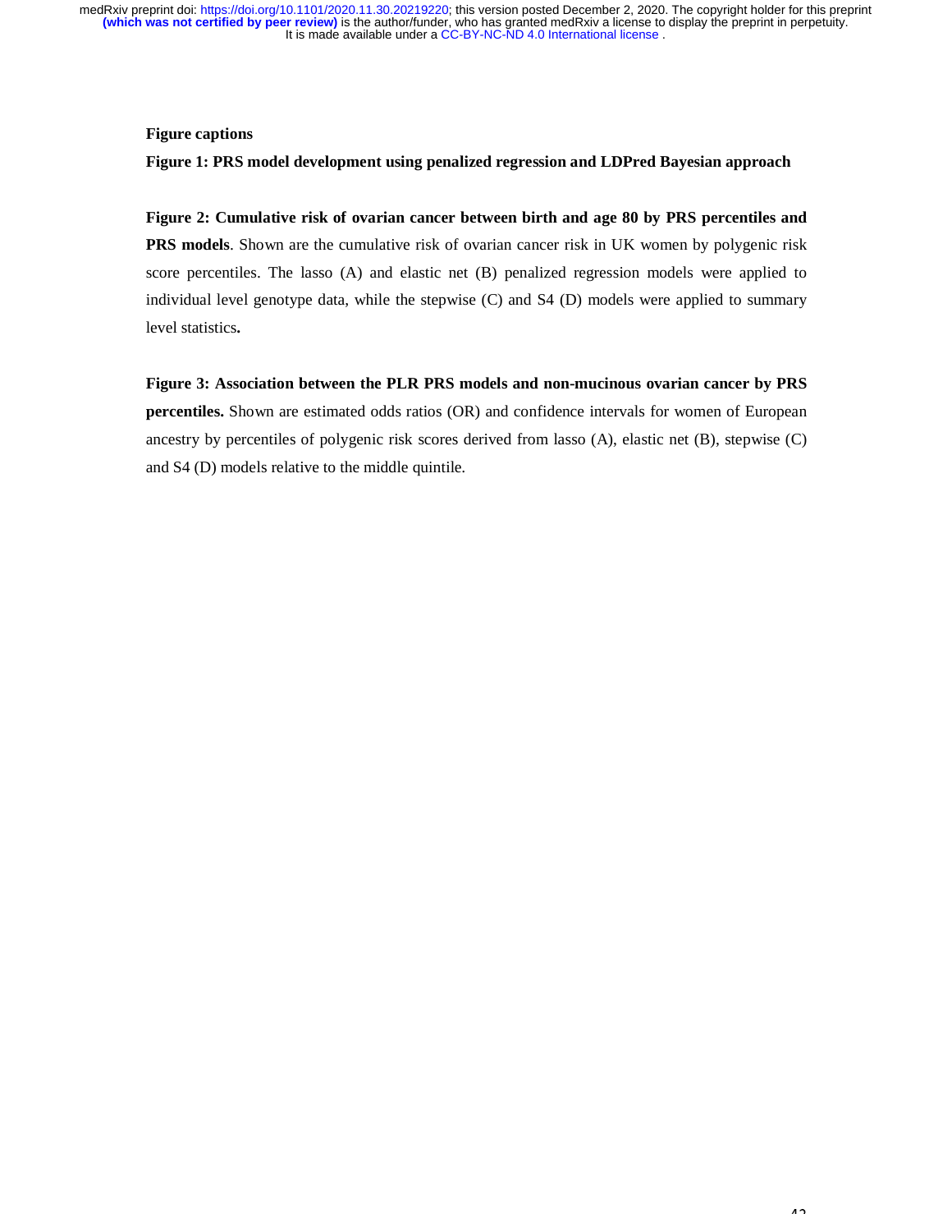**Figure captions**

**Figure 1: PRS model development using penalized regression and LDPred Bayesian approach**

**Figure 2: Cumulative risk of ovarian cancer between birth and age 80 by PRS percentiles and PRS models**. Shown are the cumulative risk of ovarian cancer risk in UK women by polygenic risk score percentiles. The lasso (A) and elastic net (B) penalized regression models were applied to individual level genotype data, while the stepwise (C) and S4 (D) models were applied to summary level statistics**.**

**Figure 3: Association between the PLR PRS models and non-mucinous ovarian cancer by PRS percentiles.** Shown are estimated odds ratios (OR) and confidence intervals for women of European ancestry by percentiles of polygenic risk scores derived from lasso (A), elastic net (B), stepwise (C) and S4 (D) models relative to the middle quintile.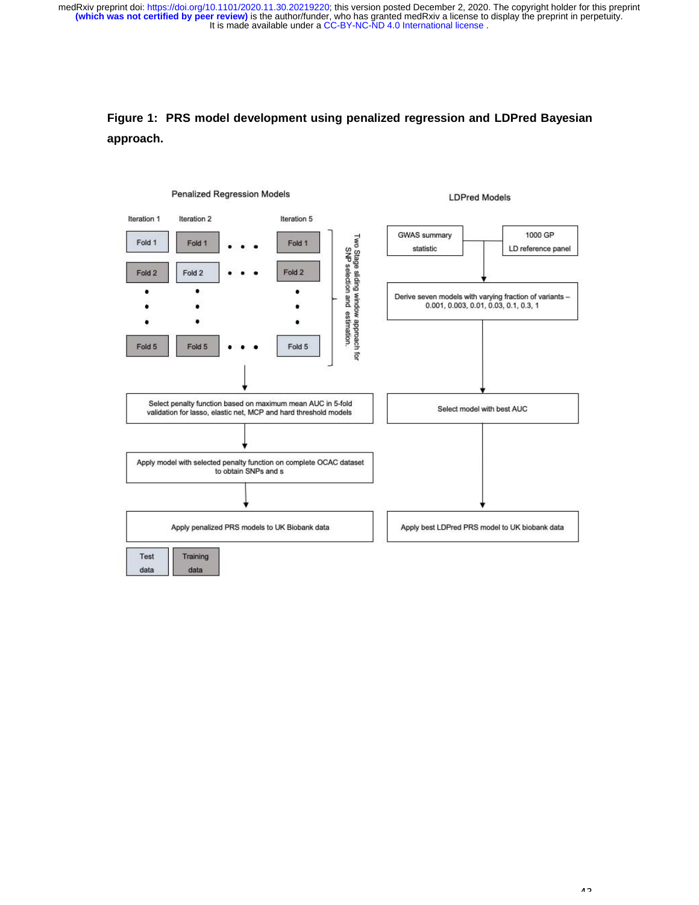**Figure 1: PRS model development using penalized regression and LDPred Bayesian approach.**

Penalized Regression Models

Iteration 1 | Iteration 2 | Iteration 5

Fold 1, Fold 2, ..., Fold 5

Two Stage sliding window approach for SNP selection and estimation.

Select penalty function based on maximum mean AUC in 5-fold validation for lasso, elastic net, MCP and hard threshold models

Apply model with selected penalty function on complete OCAC dataset to obtain SNPs and s

Apply penalized PRS models to UK Biobank data

Test data | Training data

LDPred Models

GWAS summary statistic | 1000 GP LD reference panel

Derive seven models with varying fraction of variants – 0.001, 0.003, 0.01, 0.03, 0.1, 0.3, 1

Select model with best AUC

Apply best LDPred PRS model to UK biobank data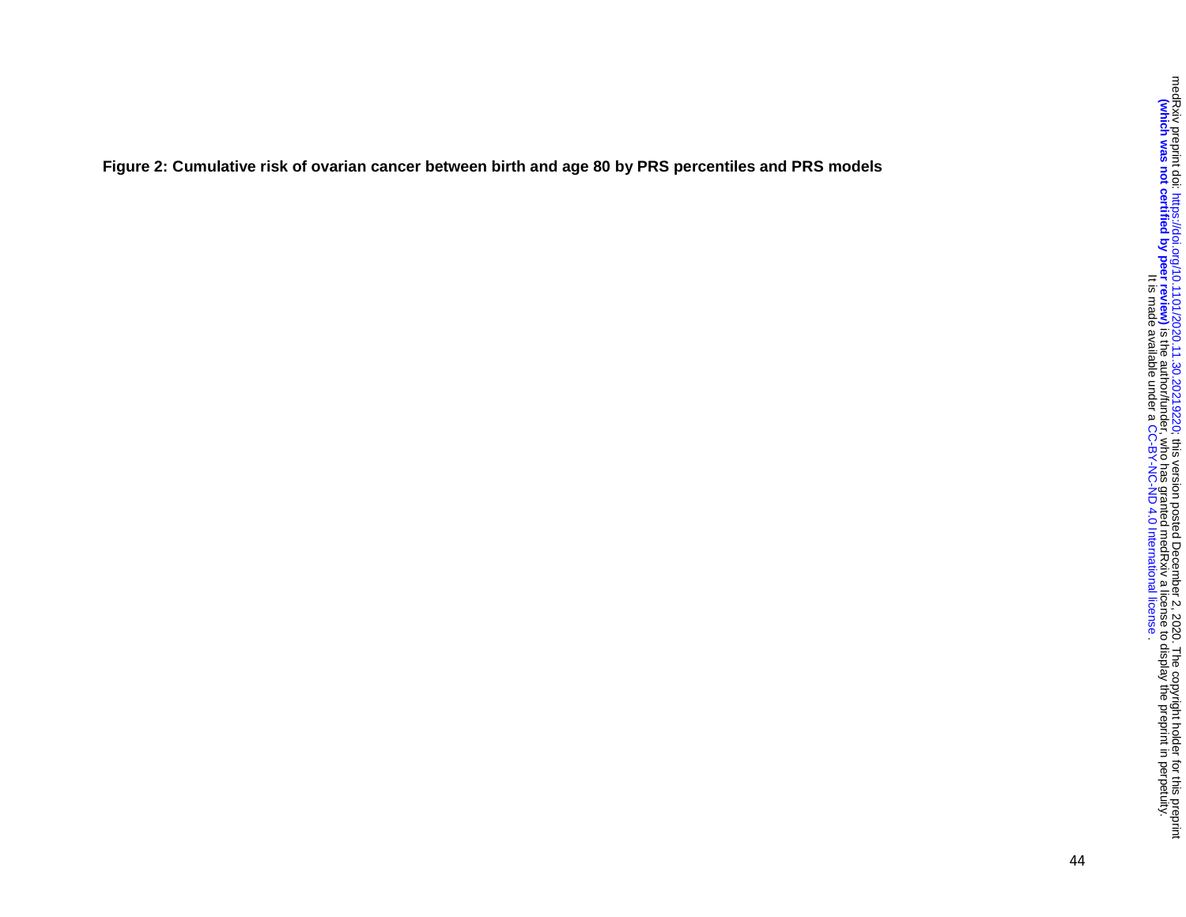**Figure 2: Cumulative risk of ovarian cancer between birth and age 80 by PRS percentiles and PRS models**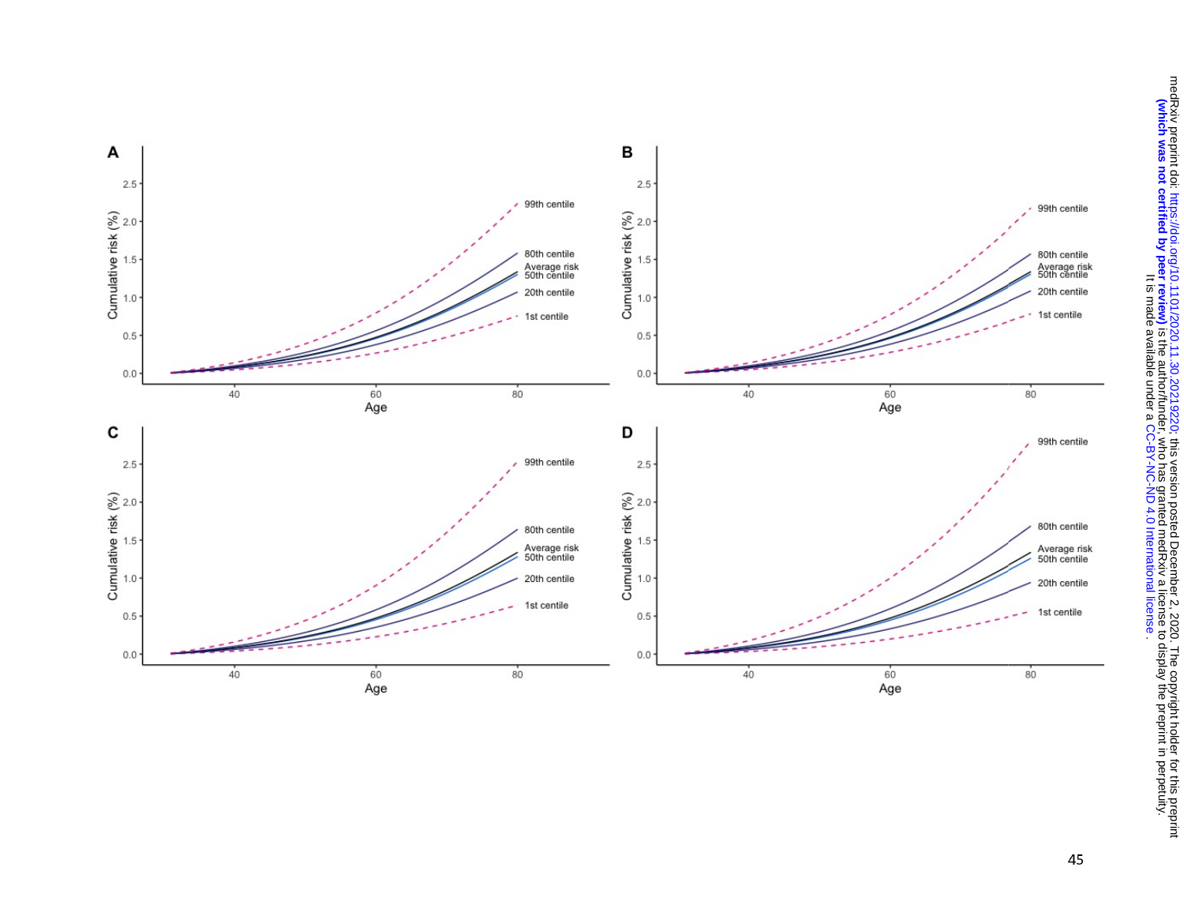A

B

C

D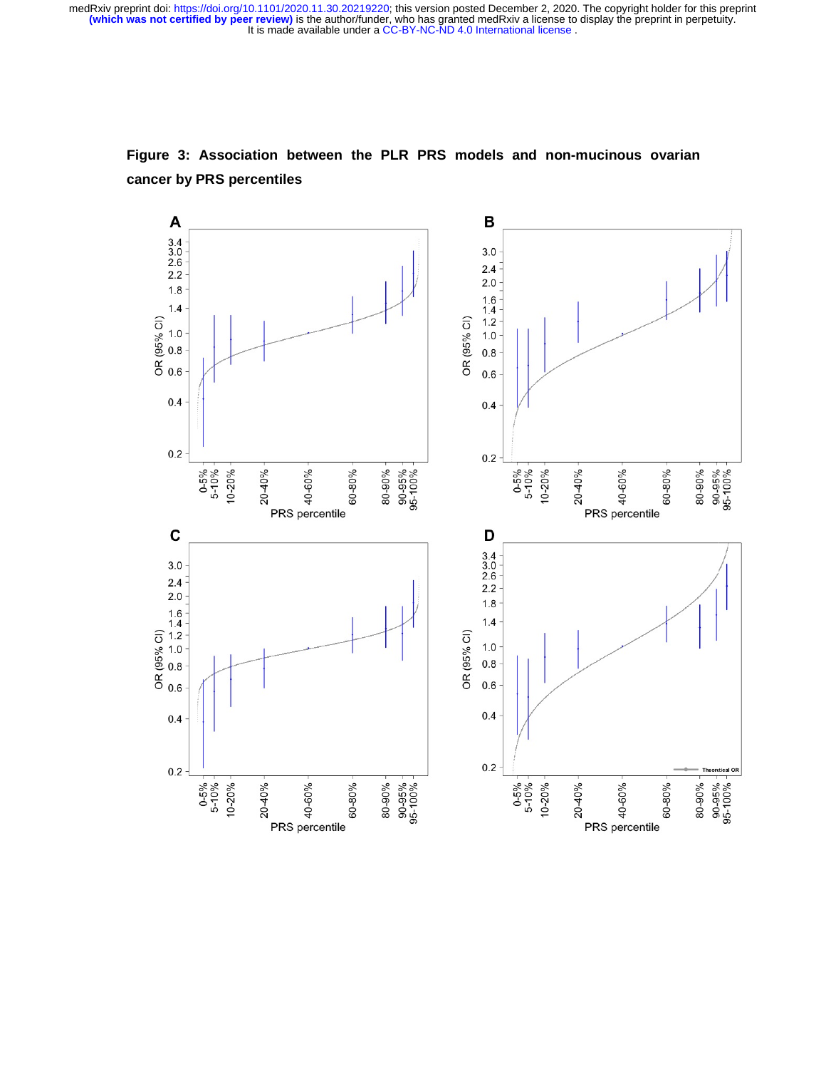**Figure 3: Association between the PLR PRS models and non-mucinous ovarian cancer by PRS percentiles**

A

3.4
3.0
2.6
2.2
1.8
1.4
1.0
0.8
0.6
0.4
0.2

OR (95% CI)

0-5%
5-10%
10-20%
20-40%
40-60%
60-80%
80-90%
90-95%
95-100%

PRS percentile

B

3.0
2.4
2.0
1.6
1.4
1.2
1.0
0.8
0.6
0.4
0.2

OR (95% CI)

0-5%
5-10%
10-20%
20-40%
40-60%
60-80%
80-90%
90-95%
95-100%

PRS percentile

C

3.0
2.4
2.0
1.6
1.4
1.2
1.0
0.8
0.6
0.4
0.2

OR (95% CI)

0-5%
5-10%
10-20%
20-40%
40-60%
60-80%
80-90%
90-95%
95-100%

PRS percentile

D

3.4
3.0
2.6
2.2
1.8
1.4
1.0
0.8
0.6
0.4
0.2

OR (95% CI)

Theoretical OR

0-5%
5-10%
10-20%
20-40%
40-60%
60-80%
80-90%
90-95%
95-100%

PRS percentile